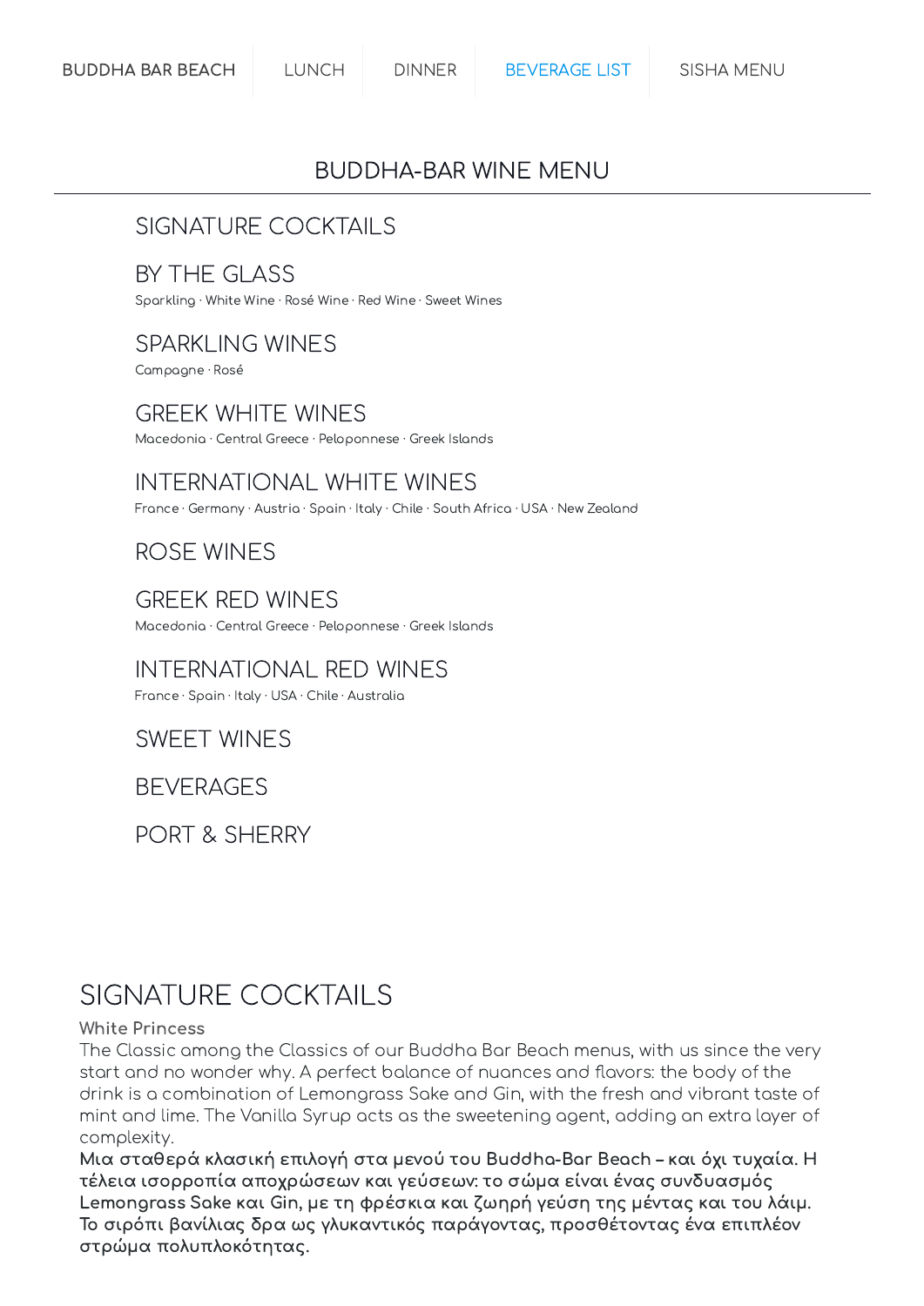BUDDHA BAR BEACH | LUNCH | DINNER | BEVERAGE LIST | SISHA MENU

# BUDDHA-BAR WINE MENU

## SIGNATURE COCKTAILS

## BY THE GLASS

Sparkling · White Wine · Rosé Wine · Red Wine · Sweet Wines

## SPARKLING WINES

Campagne · Rosé

## GREEK WHITE WINES

Macedonia · Central Greece · Peloponnese · Greek Islands

## INTERNATIONAL WHITE WINES

France · Germany · Austria · Spain · Italy · Chile · South Africa · USA · New Zealand

## ROSE WINES

## GREEK RED WINES

Macedonia · Central Greece · Peloponnese · Greek Islands

## INTERNATIONAL RED WINES

France · Spain · Italy · USA · Chile · Australia

## SWEET WINES

## BEVERAGES

## PORT & SHERRY

# SIGNATURE COCKTAILS

**White Princess**

The Classic among the Classics of our Buddha Bar Beach menus, with us since the very start and no wonder why. A perfect balance of nuances and flavors: the body of the drink is a combination of Lemongrass Sake and Gin, with the fresh and vibrant taste of mint and lime. The Vanilla Syrup acts as the sweetening agent, adding an extra layer of complexity.

**Μια σταθερά κλασική επιλογή στα μενού του Buddha-Bar Beach – και όχι τυχαία. Η τέλεια ισορροπία αποχρώσεων και γεύσεων: το σώμα είναι ένας συνδυασμός Lemongrass Sake και Gin, με τη φρέσκια και ζωηρή γεύση της μέντας και του λάιμ. Το σιρόπι βανίλιας δρα ως γλυκαντικός παράγοντας, προσθέτοντας ένα επιπλέον στρώμα πολυπλοκότητας.**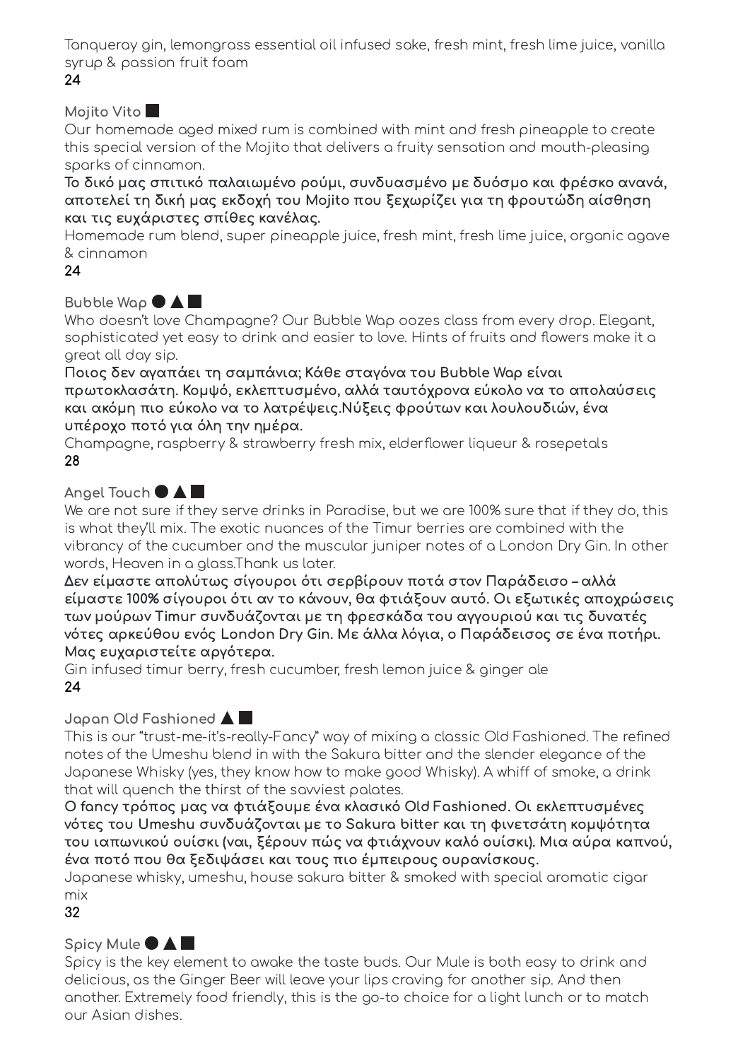Tanqueray gin, lemongrass essential oil infused sake, fresh mint, fresh lime juice, vanilla syrup & passion fruit foam

**24**

### Mojito Vito ■

Our homemade aged mixed rum is combined with mint and fresh pineapple to create this special version of the Mojito that delivers a fruity sensation and mouth-pleasing sparks of cinnamon.

**Το δικό μας σπιτικό παλαιωμένο ρούμι, συνδυασμένο με δυόσμο και φρέσκο ανανά, αποτελεί τη δική μας εκδοχή του Mojito που ξεχωρίζει για τη φρουτώδη αίσθηση και τις ευχάριστες σπίθες κανέλας.**

Homemade rum blend, super pineapple juice, fresh mint, fresh lime juice, organic agave & cinnamon

**24**

### Bubble Wap ● ▲ ■

Who doesn't love Champagne? Our Bubble Wap oozes class from every drop. Elegant, sophisticated yet easy to drink and easier to love. Hints of fruits and flowers make it a great all day sip.

**Ποιος δεν αγαπάει τη σαμπάνια; Κάθε σταγόνα του Bubble Wap είναι πρωτοκλασάτη. Κομψό, εκλεπτυσμένο, αλλά ταυτόχρονα εύκολο να το απολαύσεις και ακόμη πιο εύκολο να το λατρέψεις.Νύξεις φρούτων και λουλουδιών, ένα υπέροχο ποτό για όλη την ημέρα.**

Champagne, raspberry & strawberry fresh mix, elderflower liqueur & rosepetals

**28**

### Angel Touch ● ▲ ■

We are not sure if they serve drinks in Paradise, but we are 100% sure that if they do, this is what they'll mix. The exotic nuances of the Timur berries are combined with the vibrancy of the cucumber and the muscular juniper notes of a London Dry Gin. In other words, Heaven in a glass.Thank us later.

**Δεν είμαστε απολύτως σίγουροι ότι σερβίρουν ποτά στον Παράδεισο – αλλά είμαστε 100% σίγουροι ότι αν το κάνουν, θα φτιάξουν αυτό. Οι εξωτικές αποχρώσεις των μούρων Timur συνδυάζονται με τη φρεσκάδα του αγγουριού και τις δυνατές νότες αρκεύθου ενός London Dry Gin. Με άλλα λόγια, ο Παράδεισος σε ένα ποτήρι. Μας ευχαριστείτε αργότερα.**

Gin infused timur berry, fresh cucumber, fresh lemon juice & ginger ale

**24**

### Japan Old Fashioned ▲ ■

This is our "trust-me-it's-really-Fancy" way of mixing a classic Old Fashioned. The refined notes of the Umeshu blend in with the Sakura bitter and the slender elegance of the Japanese Whisky (yes, they know how to make good Whisky). A whiff of smoke, a drink that will quench the thirst of the savviest palates.

**Ο fancy τρόπος μας να φτιάξουμε ένα κλασικό Old Fashioned. Οι εκλεπτυσμένες νότες του Umeshu συνδυάζονται με το Sakura bitter και τη φινετσάτη κομψότητα του ιαπωνικού ουίσκι (ναι, ξέρουν πώς να φτιάχνουν καλό ουίσκι). Μια αύρα καπνού, ένα ποτό που θα ξεδιψάσει και τους πιο έμπειρους ουρανίσκους.**

Japanese whisky, umeshu, house sakura bitter & smoked with special aromatic cigar mix

**32**

### Spicy Mule ● ▲ ■

Spicy is the key element to awake the taste buds. Our Mule is both easy to drink and delicious, as the Ginger Beer will leave your lips craving for another sip. And then another. Extremely food friendly, this is the go-to choice for a light lunch or to match our Asian dishes.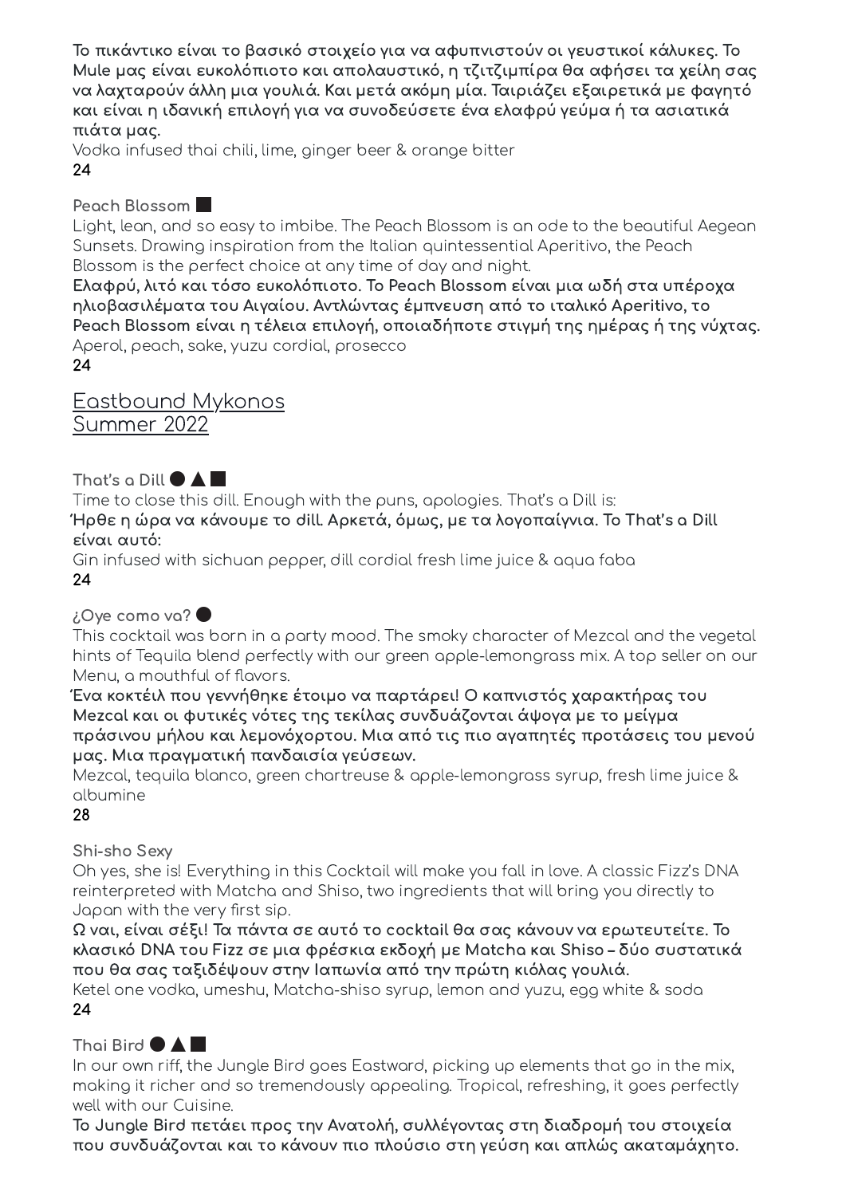**Το πικάντικο είναι το βασικό στοιχείο για να αφυπνιστούν οι γευστικοί κάλυκες. Το Mule μας είναι ευκολόπιοτο και απολαυστικό, η τζιτζιμπίρα θα αφήσει τα χείλη σας να λαχταρούν άλλη μια γουλιά. Και μετά ακόμη μία. Ταιριάζει εξαιρετικά με φαγητό και είναι η ιδανική επιλογή για να συνοδεύσετε ένα ελαφρύ γεύμα ή τα ασιατικά πιάτα μας.**

Vodka infused thai chili, lime, ginger beer & orange bitter

**24**

**Peach Blossom** ■

Light, lean, and so easy to imbibe. The Peach Blossom is an ode to the beautiful Aegean Sunsets. Drawing inspiration from the Italian quintessential Aperitivo, the Peach Blossom is the perfect choice at any time of day and night.

**Ελαφρύ, λιτό και τόσο ευκολόπιοτο. Το Peach Blossom είναι μια ωδή στα υπέροχα ηλιοβασιλέματα του Αιγαίου. Αντλώντας έμπνευση από το ιταλικό Aperitivo, το Peach Blossom είναι η τέλεια επιλογή, οποιαδήποτε στιγμή της ημέρας ή της νύχτας.**

Aperol, peach, sake, yuzu cordial, prosecco

**24**

## Eastbound Mykonos
## Summer 2022

**That's a Dill** ● ▲ ■

Time to close this dill. Enough with the puns, apologies. That's a Dill is:

**Ήρθε η ώρα να κάνουμε το dill. Αρκετά, όμως, με τα λογοπαίγνια. Το That's a Dill είναι αυτό:**

Gin infused with sichuan pepper, dill cordial fresh lime juice & aqua faba

**24**

**¿Oye como va?** ●

This cocktail was born in a party mood. The smoky character of Mezcal and the vegetal hints of Tequila blend perfectly with our green apple-lemongrass mix. A top seller on our Menu, a mouthful of flavors.

**Ένα κοκτέιλ που γεννήθηκε έτοιμο να παρτάρει! Ο καπνιστός χαρακτήρας του Mezcal και οι φυτικές νότες της τεκίλας συνδυάζονται άψογα με το μείγμα πράσινου μήλου και λεμονόχορτου. Μια από τις πιο αγαπητές προτάσεις του μενού μας. Μια πραγματική πανδαισία γεύσεων.**

Mezcal, tequila blanco, green chartreuse & apple-lemongrass syrup, fresh lime juice & albumine

**28**

**Shi-sho Sexy**

Oh yes, she is! Everything in this Cocktail will make you fall in love. A classic Fizz's DNA reinterpreted with Matcha and Shiso, two ingredients that will bring you directly to Japan with the very first sip.

**Ω ναι, είναι σέξι! Τα πάντα σε αυτό το cocktail θα σας κάνουν να ερωτευτείτε. Το κλασικό DNA του Fizz σε μια φρέσκια εκδοχή με Matcha και Shiso – δύο συστατικά που θα σας ταξιδέψουν στην Ιαπωνία από την πρώτη κιόλας γουλιά.**

Ketel one vodka, umeshu, Matcha-shiso syrup, lemon and yuzu, egg white & soda

**24**

**Thai Bird** ● ▲ ■

In our own riff, the Jungle Bird goes Eastward, picking up elements that go in the mix, making it richer and so tremendously appealing. Tropical, refreshing, it goes perfectly well with our Cuisine.

**Το Jungle Bird πετάει προς την Ανατολή, συλλέγοντας στη διαδρομή του στοιχεία που συνδυάζονται και το κάνουν πιο πλούσιο στη γεύση και απλώς ακαταμάχητο.**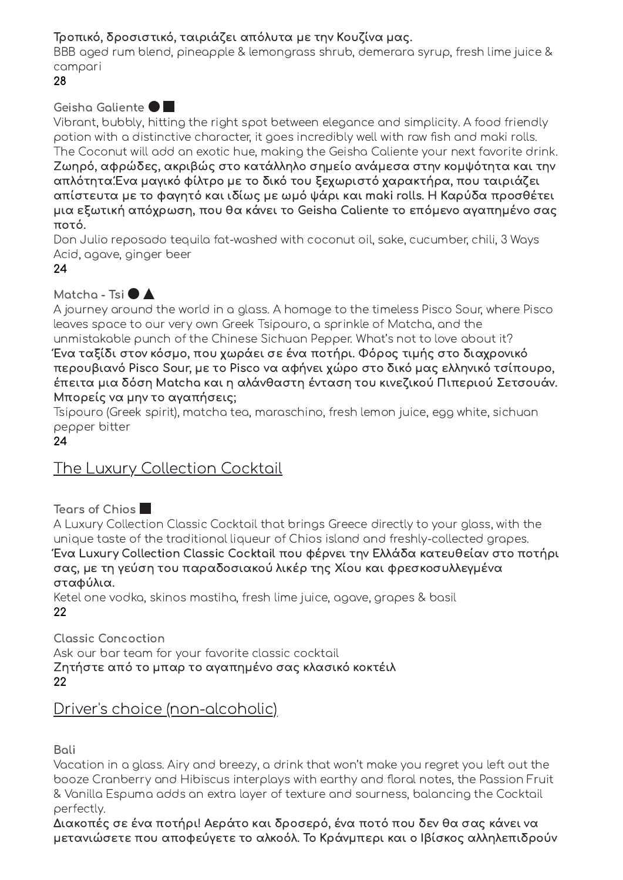**Τροπικό, δροσιστικό, ταιριάζει απόλυτα με την Κουζίνα μας.**
BBB aged rum blend, pineapple & lemongrass shrub, demerara syrup, fresh lime juice & campari
28

### Geisha Galiente ● ■

Vibrant, bubbly, hitting the right spot between elegance and simplicity. A food friendly potion with a distinctive character, it goes incredibly well with raw fish and maki rolls. The Coconut will add an exotic hue, making the Geisha Caliente your next favorite drink.
**Ζωηρό, αφρώδες, ακριβώς στο κατάλληλο σημείο ανάμεσα στην κομψότητα και την απλότητα.Ένα μαγικό φίλτρο με το δικό του ξεχωριστό χαρακτήρα, που ταιριάζει απίστευτα με το φαγητό και ιδίως με ωμό ψάρι και maki rolls. Η Καρύδα προσθέτει μια εξωτική απόχρωση, που θα κάνει το Geisha Caliente το επόμενο αγαπημένο σας ποτό.**
Don Julio reposado tequila fat-washed with coconut oil, sake, cucumber, chili, 3 Ways Acid, agave, ginger beer
24

### Matcha - Tsi ● ▲

A journey around the world in a glass. A homage to the timeless Pisco Sour, where Pisco leaves space to our very own Greek Tsipouro, a sprinkle of Matcha, and the unmistakable punch of the Chinese Sichuan Pepper. What's not to love about it?
**Ένα ταξίδι στον κόσμο, που χωράει σε ένα ποτήρι. Φόρος τιμής στο διαχρονικό περουβιανό Pisco Sour, με το Pisco να αφήνει χώρο στο δικό μας ελληνικό τσίπουρο, έπειτα μια δόση Matcha και η αλάνθαστη ένταση του κινεζικού Πιπεριού Σετσουάν. Μπορείς να μην το αγαπήσεις;**
Tsipouro (Greek spirit), matcha tea, maraschino, fresh lemon juice, egg white, sichuan pepper bitter
24

## The Luxury Collection Cocktail

### Tears of Chios ■

A Luxury Collection Classic Cocktail that brings Greece directly to your glass, with the unique taste of the traditional liqueur of Chios island and freshly-collected grapes.
**Ένα Luxury Collection Classic Cocktail που φέρνει την Ελλάδα κατευθείαν στο ποτήρι σας, με τη γεύση του παραδοσιακού λικέρ της Χίου και φρεσκοσυλλεγμένα σταφύλια.**
Ketel one vodka, skinos mastiha, fresh lime juice, agave, grapes & basil
22

### Classic Concoction

Ask our bar team for your favorite classic cocktail
**Ζητήστε από το μπαρ το αγαπημένο σας κλασικό κοκτέιλ**
22

## Driver's choice (non-alcoholic)

### Bali

Vacation in a glass. Airy and breezy, a drink that won't make you regret you left out the booze Cranberry and Hibiscus interplays with earthy and floral notes, the Passion Fruit & Vanilla Espuma adds an extra layer of texture and sourness, balancing the Cocktail perfectly.
**Διακοπές σε ένα ποτήρι! Αεράτο και δροσερό, ένα ποτό που δεν θα σας κάνει να μετανιώσετε που αποφεύγετε το αλκοόλ. Το Κράνμπερι και ο Ιβίσκος αλληλεπιδρούν**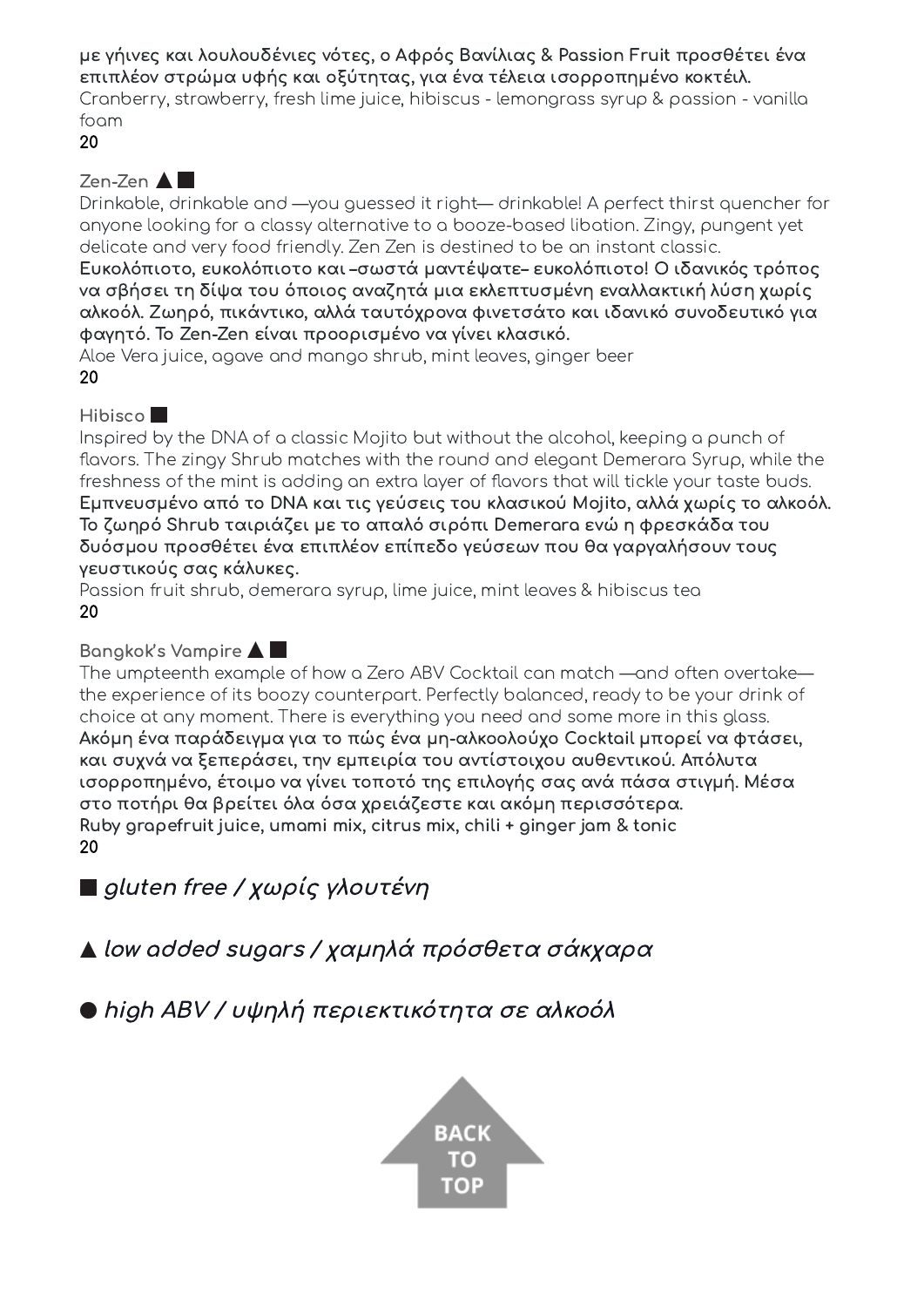**με γήινες και λουλουδένιες νότες, ο Αφρός Βανίλιας & Passion Fruit προσθέτει ένα επιπλέον στρώμα υφής και οξύτητας, για ένα τέλεια ισορροπημένο κοκτέιλ.**
Cranberry, strawberry, fresh lime juice, hibiscus - lemongrass syrup & passion - vanilla foam
**20**

### Zen-Zen ▲ ■

Drinkable, drinkable and —you guessed it right— drinkable! A perfect thirst quencher for anyone looking for a classy alternative to a booze-based libation. Zingy, pungent yet delicate and very food friendly. Zen Zen is destined to be an instant classic.
**Ευκολόπιοτο, ευκολόπιοτο και –σωστά μαντέψατε– ευκολόπιοτο! Ο ιδανικός τρόπος να σβήσει τη δίψα του όποιος αναζητά μια εκλεπτυσμένη εναλλακτική λύση χωρίς αλκοόλ. Ζωηρό, πικάντικο, αλλά ταυτόχρονα φινετσάτο και ιδανικό συνοδευτικό για φαγητό. Το Zen-Zen είναι προορισμένο να γίνει κλασικό.**
Aloe Vera juice, agave and mango shrub, mint leaves, ginger beer
**20**

### Hibisco ■

Inspired by the DNA of a classic Mojito but without the alcohol, keeping a punch of flavors. The zingy Shrub matches with the round and elegant Demerara Syrup, while the freshness of the mint is adding an extra layer of flavors that will tickle your taste buds.
**Εμπνευσμένο από το DNA και τις γεύσεις του κλασικού Mojito, αλλά χωρίς το αλκοόλ. Το ζωηρό Shrub ταιριάζει με το απαλό σιρόπι Demerara ενώ η φρεσκάδα του δυόσμου προσθέτει ένα επιπλέον επίπεδο γεύσεων που θα γαργαλήσουν τους γευστικούς σας κάλυκες.**
Passion fruit shrub, demerara syrup, lime juice, mint leaves & hibiscus tea
**20**

### Bangkok's Vampire ▲ ■

The umpteenth example of how a Zero ABV Cocktail can match —and often overtake— the experience of its boozy counterpart. Perfectly balanced, ready to be your drink of choice at any moment. There is everything you need and some more in this glass.
**Ακόμη ένα παράδειγμα για το πώς ένα μη-αλκοολούχο Cocktail μπορεί να φτάσει, και συχνά να ξεπεράσει, την εμπειρία του αντίστοιχου αυθεντικού. Απόλυτα ισορροπημένο, έτοιμο να γίνει τοποτό της επιλογής σας ανά πάσα στιγμή. Μέσα στο ποτήρι θα βρείτει όλα όσα χρειάζεστε και ακόμη περισσότερα.**
**Ruby grapefruit juice, umami mix, citrus mix, chili + ginger jam & tonic**
**20**

■ ***gluten free / χωρίς γλουτένη***

▲ ***low added sugars / χαμηλά πρόσθετα σάκχαρα***

● ***high ABV / υψηλή περιεκτικότητα σε αλκοόλ***

BACK TO TOP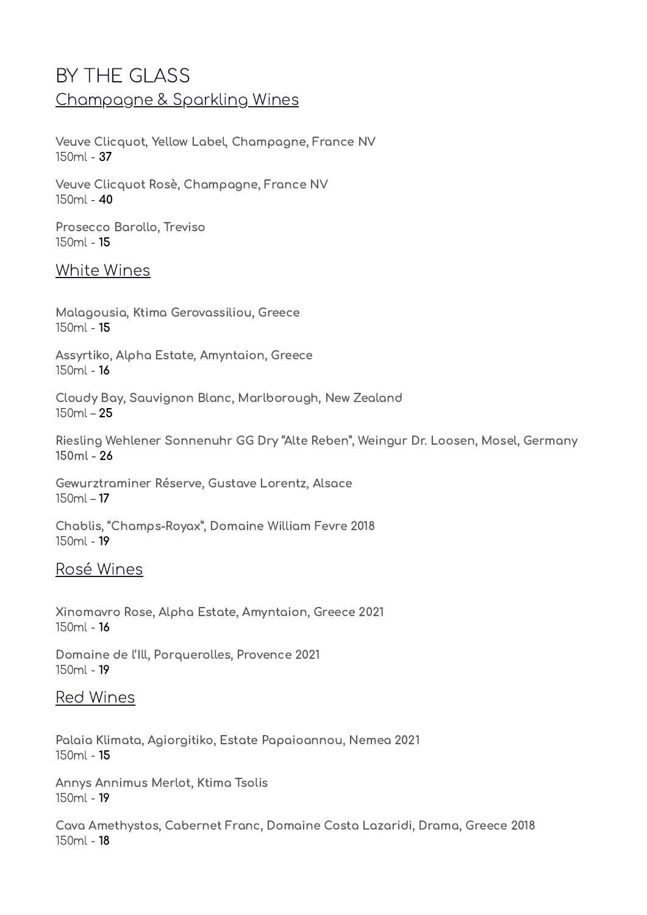# BY THE GLASS

## Champagne & Sparkling Wines

**Veuve Clicquot, Yellow Label, Champagne, France NV**
150ml - **37**

**Veuve Clicquot Rosè, Champagne, France NV**
150ml - **40**

**Prosecco Barollo, Treviso**
150ml - **15**

## White Wines

**Malagousia, Ktima Gerovassiliou, Greece**
150ml - **15**

**Assyrtiko, Alpha Estate, Amyntaion, Greece**
150ml - **16**

**Cloudy Bay, Sauvignon Blanc, Marlborough, New Zealand**
150ml – **25**

**Riesling Wehlener Sonnenuhr GG Dry "Alte Reben", Weingur Dr. Loosen, Mosel, Germany**
**150ml - 26**

**Gewurztraminer Réserve, Gustave Lorentz, Alsace**
150ml – **17**

**Chablis, "Champs-Royax", Domaine William Fevre 2018**
150ml - **19**

## Rosé Wines

**Xinomavro Rose, Alpha Estate, Amyntaion, Greece 2021**
150ml - **16**

**Domaine de l'Ill, Porquerolles, Provence 2021**
150ml - **19**

## Red Wines

**Palaia Klimata, Agiorgitiko, Estate Papaioannou, Nemea 2021**
150ml - **15**

**Annys Annimus Merlot, Ktima Tsolis**
150ml - **19**

**Cava Amethystos, Cabernet Franc, Domaine Costa Lazaridi, Drama, Greece 2018**
150ml - **18**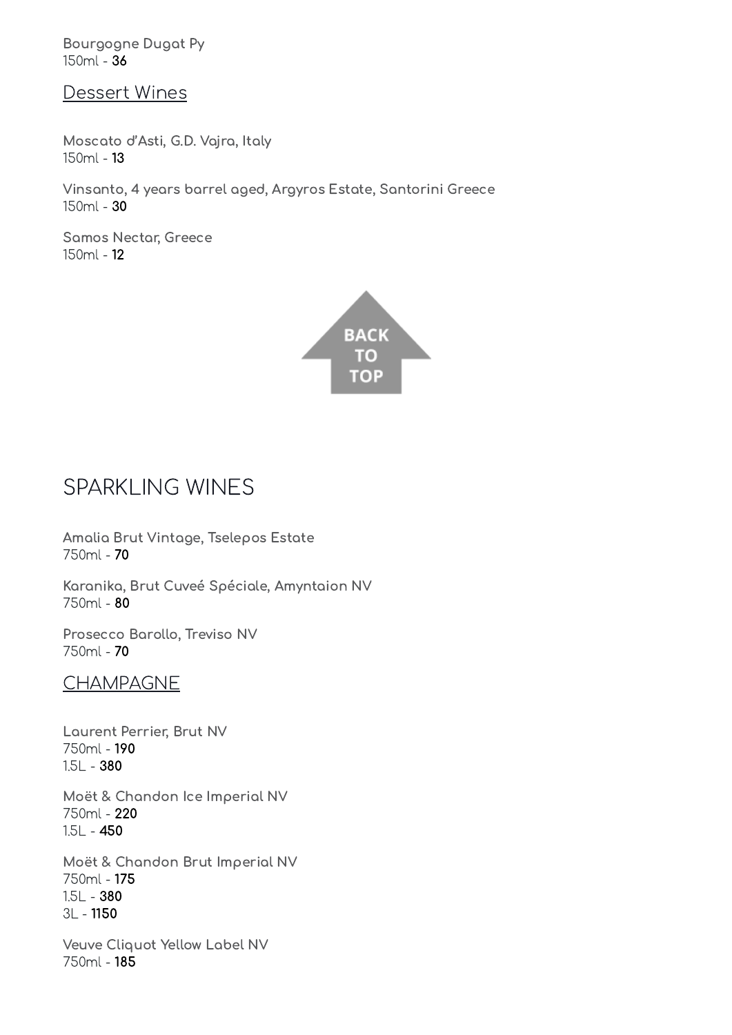**Bourgogne Dugat Py**
150ml - **36**

## Dessert Wines

**Moscato d'Asti, G.D. Vajra, Italy**
150ml - **13**

**Vinsanto, 4 years barrel aged, Argyros Estate, Santorini Greece**
150ml - **30**

**Samos Nectar, Greece**
150ml - **12**

# SPARKLING WINES

**Amalia Brut Vintage, Tselepos Estate**
750ml - **70**

**Karanika, Brut Cuveé Spéciale, Amyntaion NV**
750ml - **80**

**Prosecco Barollo, Treviso NV**
750ml - **70**

## CHAMPAGNE

**Laurent Perrier, Brut NV**
750ml - **190**
1.5L - **380**

**Moët & Chandon Ice Imperial NV**
750ml - **220**
1.5L - **450**

**Moët & Chandon Brut Imperial NV**
750ml - **175**
1.5L - **380**
3L - **1150**

**Veuve Cliquot Yellow Label NV**
750ml - **185**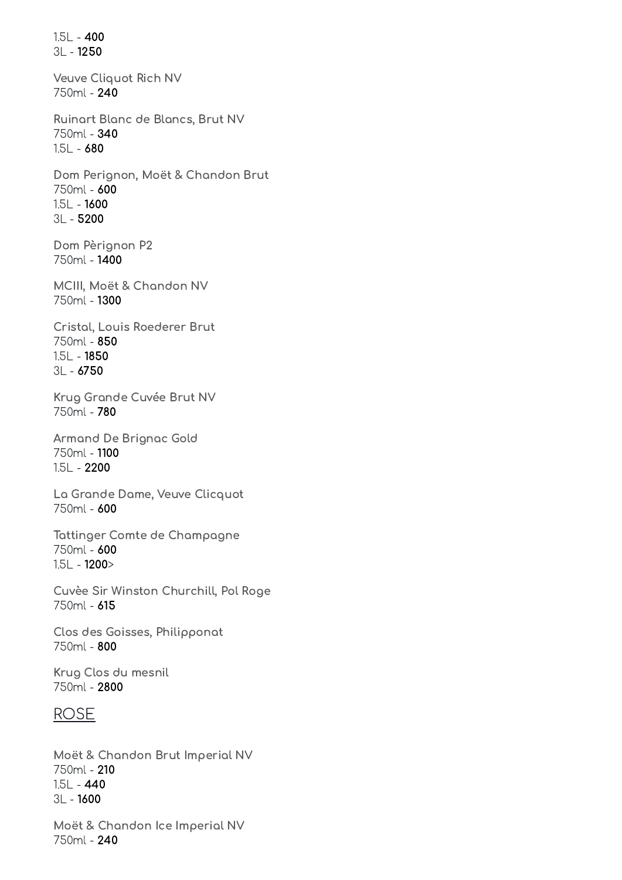1.5L - **400**
3L - **1250**

**Veuve Cliquot Rich NV**
750ml - **240**

**Ruinart Blanc de Blancs, Brut NV**
750ml - **340**
1.5L - **680**

**Dom Perignon, Moët & Chandon Brut**
750ml - **600**
1.5L - **1600**
3L - **5200**

**Dom Pèrignon P2**
750ml - **1400**

**MCIII, Moët & Chandon NV**
750ml - **1300**

**Cristal, Louis Roederer Brut**
750ml - **850**
1.5L - **1850**
3L - **6750**

**Krug Grande Cuvée Brut NV**
750ml - **780**

**Armand De Brignac Gold**
750ml - **1100**
1.5L - **2200**

**La Grande Dame, Veuve Clicquot**
750ml - **600**

**Tattinger Comte de Champagne**
750ml - **600**
1.5L - **1200**>

**Cuvèe Sir Winston Churchill, Pol Roge**
750ml - **615**

**Clos des Goisses, Philipponat**
750ml - **800**

**Krug Clos du mesnil**
750ml - **2800**

## ROSE

**Moët & Chandon Brut Imperial NV**
750ml - **210**
1.5L - **440**
3L - **1600**

**Moët & Chandon Ice Imperial NV**
750ml - **240**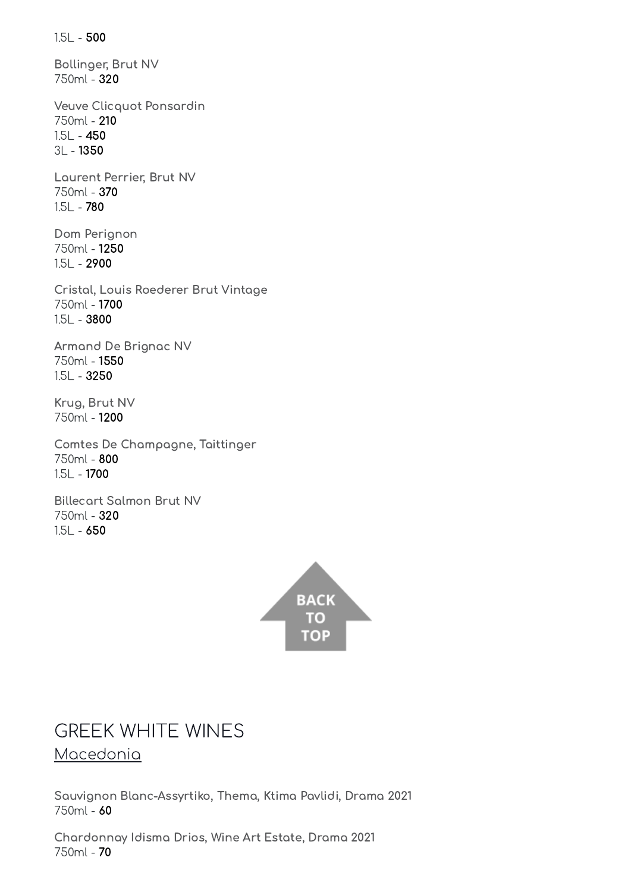1.5L - **500**

**Bollinger, Brut NV**
750ml - **320**

**Veuve Clicquot Ponsardin**
750ml - **210**
1.5L - **450**
3L - **1350**

**Laurent Perrier, Brut NV**
750ml - **370**
1.5L - **780**

**Dom Perignon**
750ml - **1250**
1.5L - **2900**

**Cristal, Louis Roederer Brut Vintage**
750ml - **1700**
1.5L - **3800**

**Armand De Brignac NV**
750ml - **1550**
1.5L - **3250**

**Krug, Brut NV**
750ml - **1200**

**Comtes De Champagne, Taittinger**
750ml - **800**
1.5L - **1700**

**Billecart Salmon Brut NV**
750ml - **320**
1.5L - **650**

BACK TO TOP

# GREEK WHITE WINES

## Macedonia

**Sauvignon Blanc-Assyrtiko, Thema, Ktima Pavlidi, Drama 2021**
750ml - **60**

**Chardonnay Idisma Drios, Wine Art Estate, Drama 2021**
750ml - **70**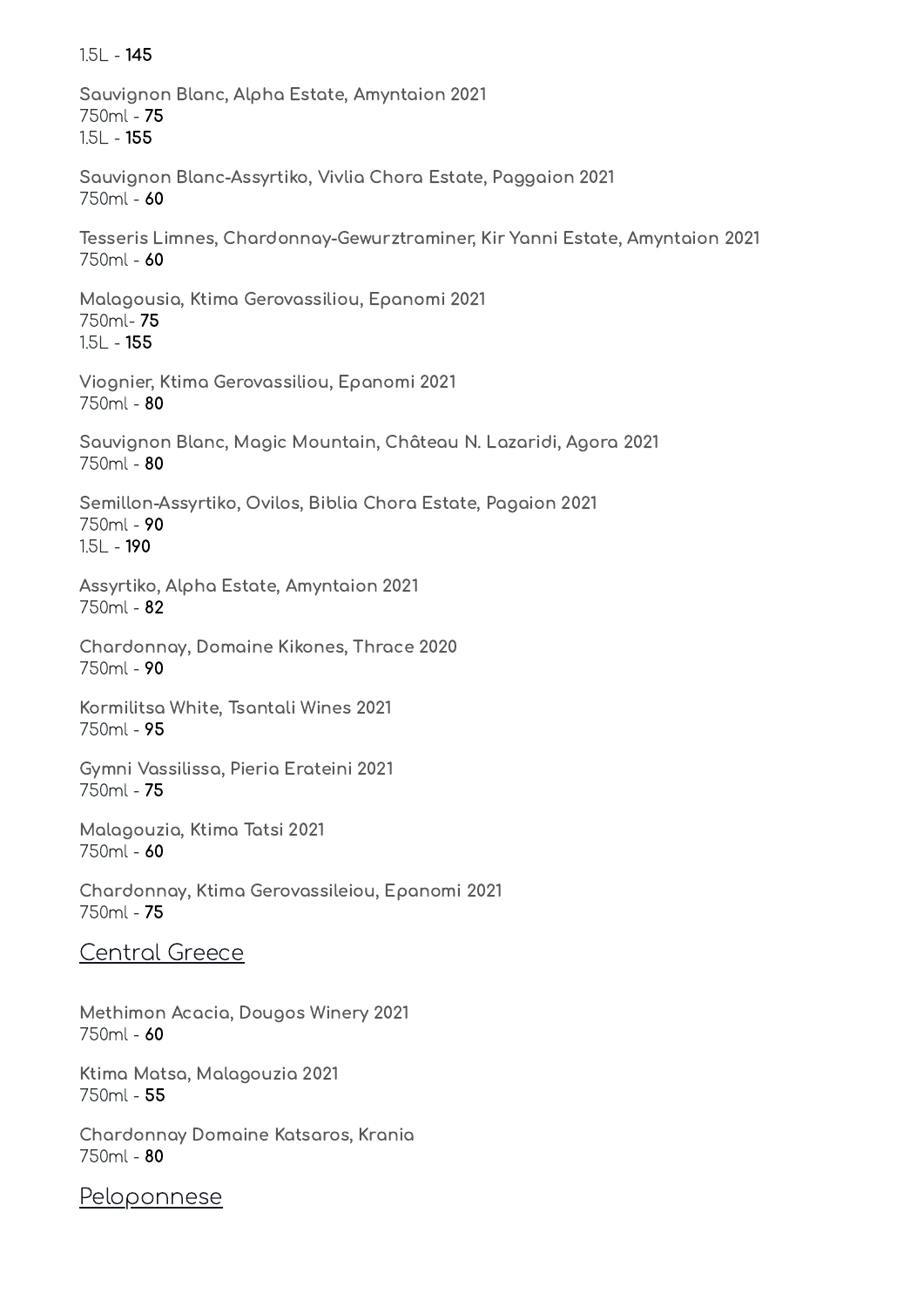1.5L - **145**

**Sauvignon Blanc, Alpha Estate, Amyntaion 2021**
750ml - **75**
1.5L - **155**

**Sauvignon Blanc-Assyrtiko, Vivlia Chora Estate, Paggaion 2021**
750ml - **60**

**Tesseris Limnes, Chardonnay-Gewurztraminer, Kir Yanni Estate, Amyntaion 2021**
750ml - **60**

**Malagousia, Ktima Gerovassiliou, Epanomi 2021**
750ml- **75**
1.5L - **155**

**Viognier, Ktima Gerovassiliou, Epanomi 2021**
750ml - **80**

**Sauvignon Blanc, Magic Mountain, Château N. Lazaridi, Agora 2021**
750ml - **80**

**Semillon-Assyrtiko, Ovilos, Biblia Chora Estate, Pagaion 2021**
750ml - **90**
1.5L - **190**

**Assyrtiko, Alpha Estate, Amyntaion 2021**
750ml - **82**

**Chardonnay, Domaine Kikones, Thrace 2020**
750ml - **90**

**Kormilitsa White, Tsantali Wines 2021**
750ml - **95**

**Gymni Vassilissa, Pieria Erateini 2021**
750ml - **75**

**Malagouzia, Ktima Tatsi 2021**
750ml - **60**

**Chardonnay, Ktima Gerovassileiou, Epanomi 2021**
750ml - **75**

## Central Greece

**Methimon Acacia, Dougos Winery 2021**
750ml - **60**

**Ktima Matsa, Malagouzia 2021**
750ml - **55**

**Chardonnay Domaine Katsaros, Krania**
750ml - **80**

## Peloponnese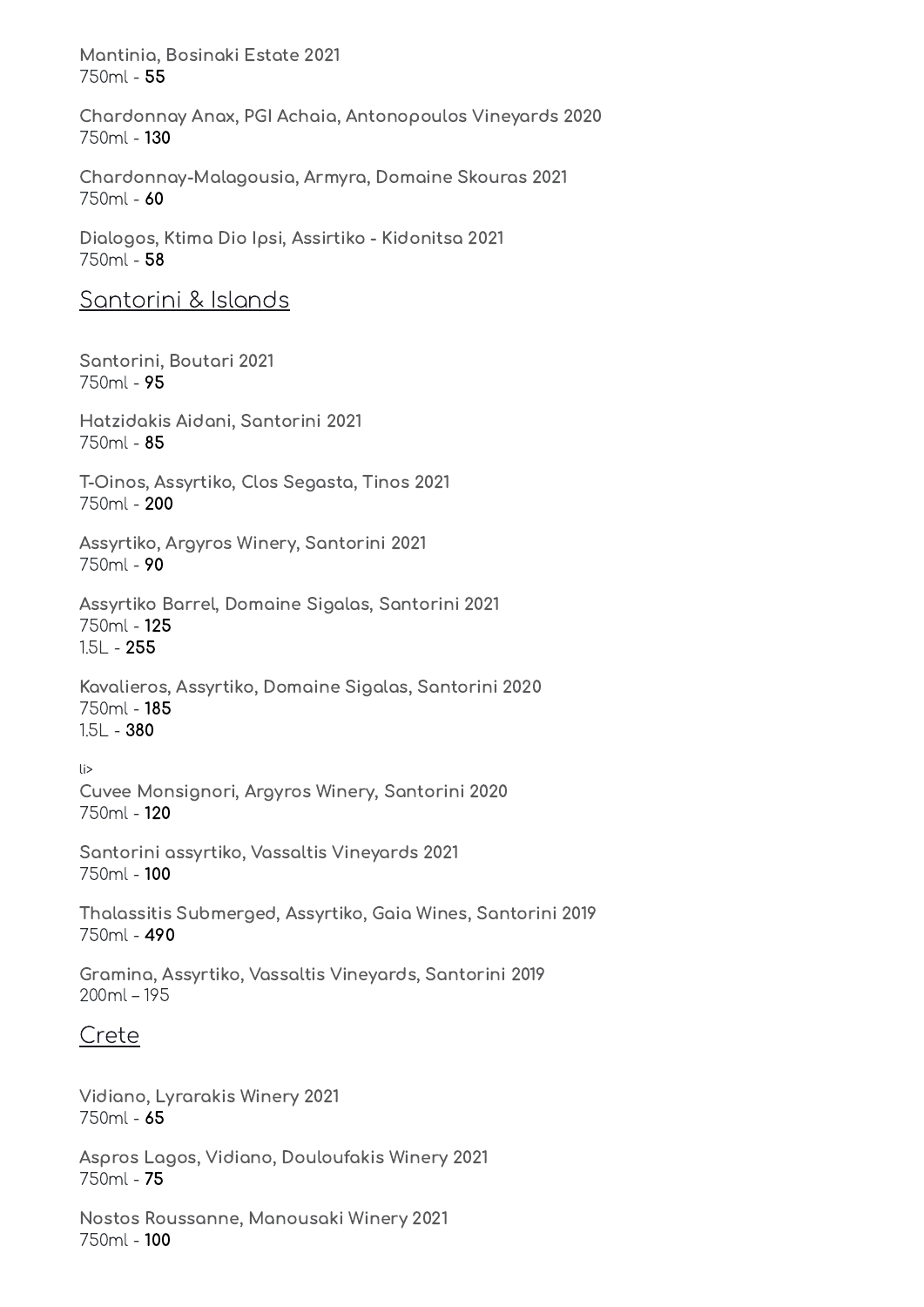**Mantinia, Bosinaki Estate 2021**
750ml - **55**

**Chardonnay Anax, PGI Achaia, Antonopoulos Vineyards 2020**
750ml - **130**

**Chardonnay-Malagousia, Armyra, Domaine Skouras 2021**
750ml - **60**

**Dialogos, Ktima Dio Ipsi, Assirtiko - Kidonitsa 2021**
750ml - **58**

## Santorini & Islands

**Santorini, Boutari 2021**
750ml - **95**

**Hatzidakis Aidani, Santorini 2021**
750ml - **85**

**T-Oinos, Assyrtiko, Clos Segasta, Tinos 2021**
750ml - **200**

**Assyrtiko, Argyros Winery, Santorini 2021**
750ml - **90**

**Assyrtiko Barrel, Domaine Sigalas, Santorini 2021**
750ml - **125**
1.5L - **255**

**Kavalieros, Assyrtiko, Domaine Sigalas, Santorini 2020**
750ml - **185**
1.5L - **380**

li>
**Cuvee Monsignori, Argyros Winery, Santorini 2020**
750ml - **120**

**Santorini assyrtiko, Vassaltis Vineyards 2021**
750ml - **100**

**Thalassitis Submerged, Assyrtiko, Gaia Wines, Santorini 2019**
750ml - **490**

**Gramina, Assyrtiko, Vassaltis Vineyards, Santorini 2019**
200ml – 195

## Crete

**Vidiano, Lyrarakis Winery 2021**
750ml - **65**

**Aspros Lagos, Vidiano, Douloufakis Winery 2021**
750ml - **75**

**Nostos Roussanne, Manousaki Winery 2021**
750ml - **100**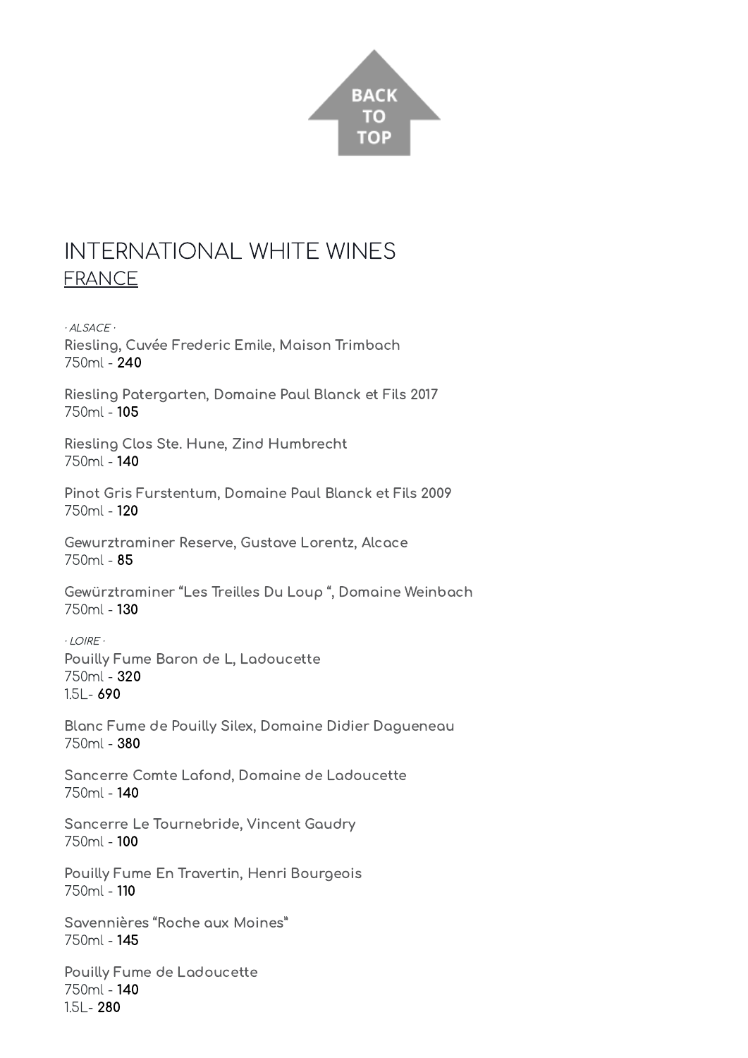# INTERNATIONAL WHITE WINES

## FRANCE

*· ALSACE ·*

**Riesling, Cuvée Frederic Emile, Maison Trimbach**
750ml - **240**

**Riesling Patergarten, Domaine Paul Blanck et Fils 2017**
750ml - **105**

**Riesling Clos Ste. Hune, Zind Humbrecht**
750ml - **140**

**Pinot Gris Furstentum, Domaine Paul Blanck et Fils 2009**
750ml - **120**

**Gewurztraminer Reserve, Gustave Lorentz, Alcace**
750ml - **85**

**Gewürztraminer "Les Treilles Du Loup ", Domaine Weinbach**
750ml - **130**

*· LOIRE ·*

**Pouilly Fume Baron de L, Ladoucette**
750ml - **320**
1.5L- **690**

**Blanc Fume de Pouilly Silex, Domaine Didier Dagueneau**
750ml - **380**

**Sancerre Comte Lafond, Domaine de Ladoucette**
750ml - **140**

**Sancerre Le Tournebride, Vincent Gaudry**
750ml - **100**

**Pouilly Fume En Travertin, Henri Bourgeois**
750ml - **110**

**Savennières "Roche aux Moines"**
750ml - **145**

**Pouilly Fume de Ladoucette**
750ml - **140**
1.5L- **280**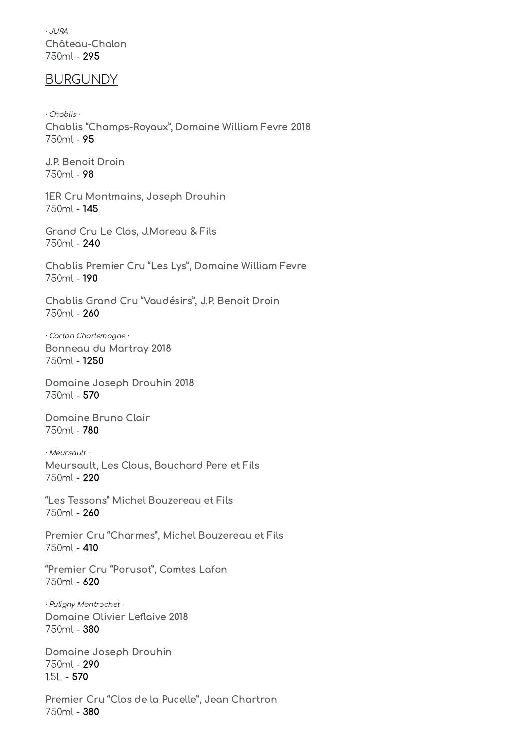*· JURA ·*

**Château-Chalon**
750ml - **295**

## BURGUNDY

*· Chablis ·*

**Chablis “Champs-Royaux”, Domaine William Fevre 2018**
750ml - **95**

**J.P. Benoit Droin**
750ml - **98**

**1ER Cru Montmains, Joseph Drouhin**
750ml - **145**

**Grand Cru Le Clos, J.Moreau & Fils**
750ml - **240**

**Chablis Premier Cru “Les Lys”, Domaine William Fevre**
750ml - **190**

**Chablis Grand Cru “Vaudésirs”, J.P. Benoit Droin**
750ml - **260**

*· Corton Charlemagne ·*

**Bonneau du Martray 2018**
750ml - **1250**

**Domaine Joseph Drouhin 2018**
750ml - **570**

**Domaine Bruno Clair**
750ml - **780**

*· Meursault ·*

**Meursault, Les Clous, Bouchard Pere et Fils**
750ml - **220**

**“Les Tessons” Michel Bouzereau et Fils**
750ml - **260**

**Premier Cru “Charmes”, Michel Bouzereau et Fils**
750ml - **410**

**“Premier Cru “Porusot”, Comtes Lafon**
750ml - **620**

*· Puligny Montrachet ·*

**Domaine Olivier Leflaive 2018**
750ml - **380**

**Domaine Joseph Drouhin**
750ml - **290**
1.5L - **570**

**Premier Cru “Clos de la Pucelle”, Jean Chartron**
750ml - **380**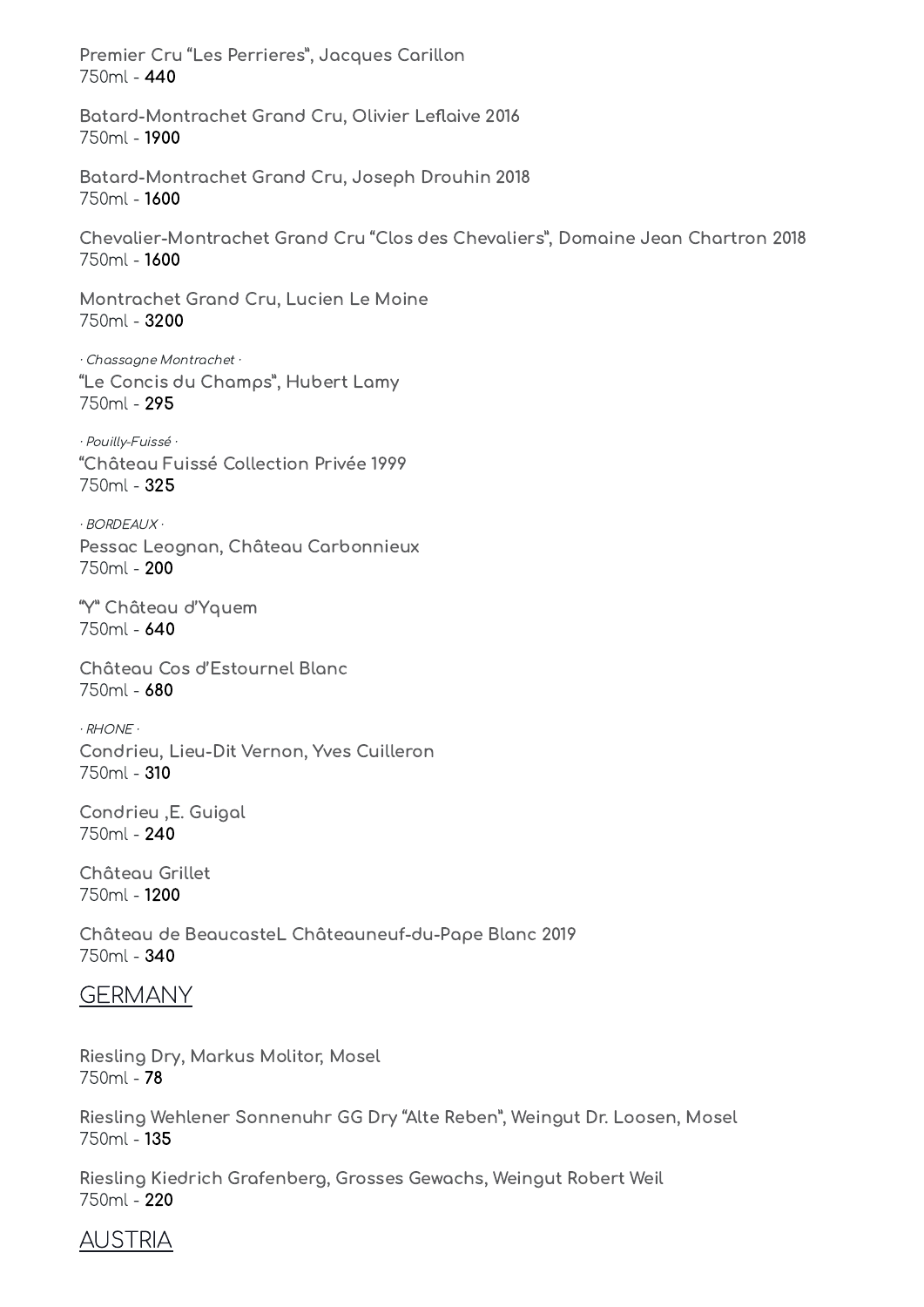**Premier Cru “Les Perrieres”, Jacques Carillon**
750ml - **440**

**Batard-Montrachet Grand Cru, Olivier Leflaive 2016**
750ml - **1900**

**Batard-Montrachet Grand Cru, Joseph Drouhin 2018**
750ml - **1600**

**Chevalier-Montrachet Grand Cru “Clos des Chevaliers”, Domaine Jean Chartron 2018**
750ml - **1600**

**Montrachet Grand Cru, Lucien Le Moine**
750ml - **3200**

*· Chassagne Montrachet ·*

**“Le Concis du Champs”, Hubert Lamy**
750ml - **295**

*· Pouilly-Fuissé ·*

**“Château Fuissé Collection Privée 1999**
750ml - **325**

*· BORDEAUX ·*

**Pessac Leognan, Château Carbonnieux**
750ml - **200**

**“Y” Château d’Yquem**
750ml - **640**

**Château Cos d’Estournel Blanc**
750ml - **680**

*· RHONE ·*

**Condrieu, Lieu-Dit Vernon, Yves Cuilleron**
750ml - **310**

**Condrieu ,E. Guigal**
750ml - **240**

**Château Grillet**
750ml - **1200**

**Château de BeaucasteL Châteauneuf-du-Pape Blanc 2019**
750ml - **340**

## GERMANY

**Riesling Dry, Markus Molitor, Mosel**
750ml - **78**

**Riesling Wehlener Sonnenuhr GG Dry “Alte Reben”, Weingut Dr. Loosen, Mosel**
750ml - **135**

**Riesling Kiedrich Grafenberg, Grosses Gewachs, Weingut Robert Weil**
750ml - **220**

## AUSTRIA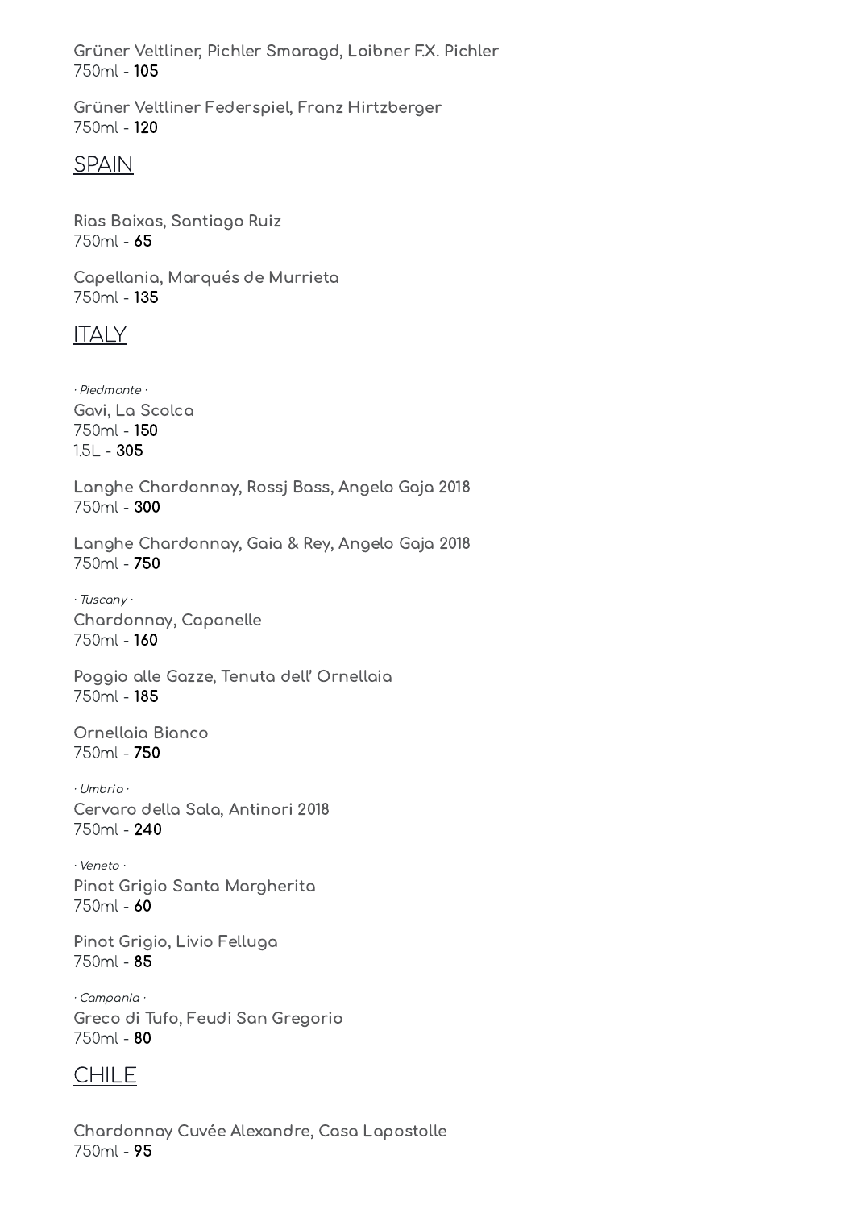**Grüner Veltliner, Pichler Smaragd, Loibner F.X. Pichler**
750ml - **105**

**Grüner Veltliner Federspiel, Franz Hirtzberger**
750ml - **120**

## SPAIN

**Rias Baixas, Santiago Ruiz**
750ml - **65**

**Capellania, Marqués de Murrieta**
750ml - **135**

## ITALY

*· Piedmonte ·*

**Gavi, La Scolca**
750ml - **150**
1.5L - **305**

**Langhe Chardonnay, Rossj Bass, Angelo Gaja 2018**
750ml - **300**

**Langhe Chardonnay, Gaia & Rey, Angelo Gaja 2018**
750ml - **750**

*· Tuscany ·*

**Chardonnay, Capanelle**
750ml - **160**

**Poggio alle Gazze, Tenuta dell' Ornellaia**
750ml - **185**

**Ornellaia Bianco**
750ml - **750**

*· Umbria ·*

**Cervaro della Sala, Antinori 2018**
750ml - **240**

*· Veneto ·*

**Pinot Grigio Santa Margherita**
750ml - **60**

**Pinot Grigio, Livio Felluga**
750ml - **85**

*· Campania ·*

**Greco di Tufo, Feudi San Gregorio**
750ml - **80**

## CHILE

**Chardonnay Cuvée Alexandre, Casa Lapostolle**
750ml - **95**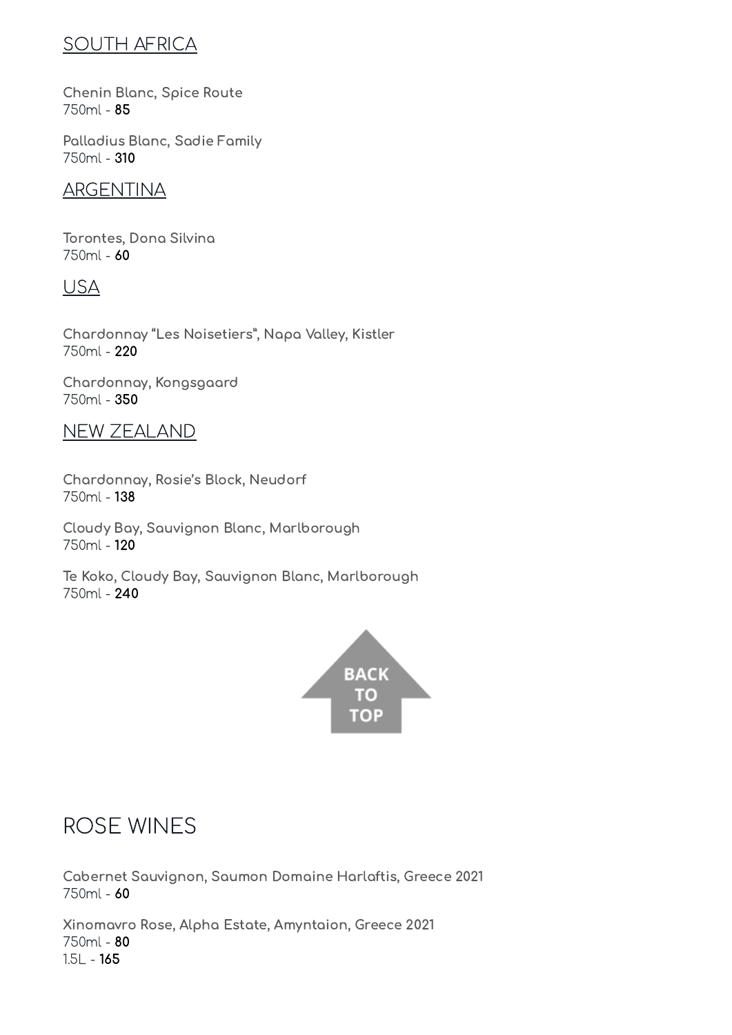## SOUTH AFRICA

**Chenin Blanc, Spice Route**
750ml - **85**

**Palladius Blanc, Sadie Family**
750ml - **310**

## ARGENTINA

**Torontes, Dona Silvina**
750ml - **60**

## USA

**Chardonnay "Les Noisetiers", Napa Valley, Kistler**
750ml - **220**

**Chardonnay, Kongsgaard**
750ml - **350**

## NEW ZEALAND

**Chardonnay, Rosie's Block, Neudorf**
750ml - **138**

**Cloudy Bay, Sauvignon Blanc, Marlborough**
750ml - **120**

**Te Koko, Cloudy Bay, Sauvignon Blanc, Marlborough**
750ml - **240**

BACK TO TOP

# ROSE WINES

**Cabernet Sauvignon, Saumon Domaine Harlaftis, Greece 2021**
750ml - **60**

**Xinomavro Rose, Alpha Estate, Amyntaion, Greece 2021**
750ml - **80**
1.5L - **165**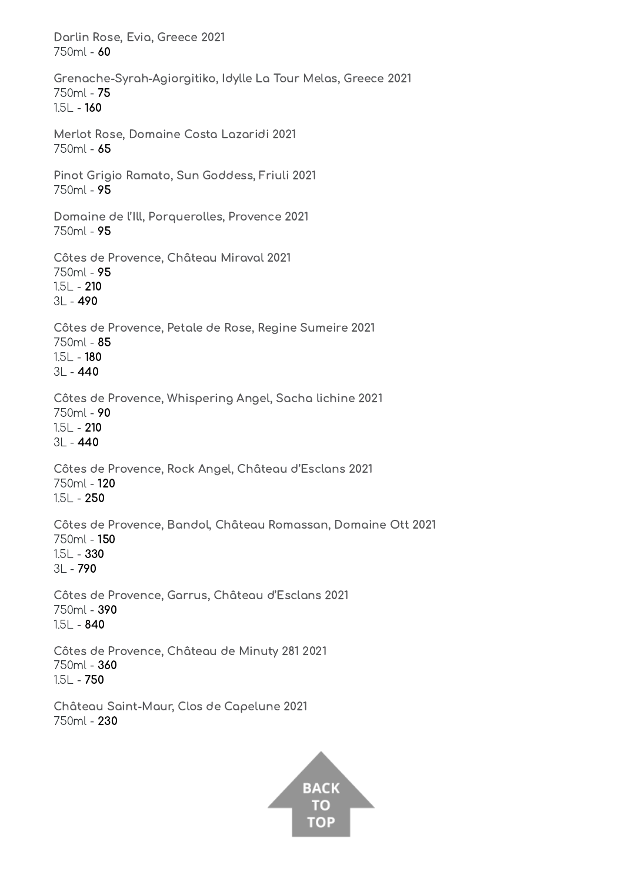**Darlin Rose, Evia, Greece 2021**
750ml - **60**

**Grenache-Syrah-Agiorgitiko, Idylle La Tour Melas, Greece 2021**
750ml - **75**
1.5L - **160**

**Merlot Rose, Domaine Costa Lazaridi 2021**
750ml - **65**

**Pinot Grigio Ramato, Sun Goddess, Friuli 2021**
750ml - **95**

**Domaine de l'Ill, Porquerolles, Provence 2021**
750ml - **95**

**Côtes de Provence, Château Miraval 2021**
750ml - **95**
1.5L - **210**
3L - **490**

**Côtes de Provence, Petale de Rose, Regine Sumeire 2021**
750ml - **85**
1.5L - **180**
3L - **440**

**Côtes de Provence, Whispering Angel, Sacha lichine 2021**
750ml - **90**
1.5L - **210**
3L - **440**

**Côtes de Provence, Rock Angel, Château d'Esclans 2021**
750ml - **120**
1.5L - **250**

**Côtes de Provence, Bandol, Château Romassan, Domaine Ott 2021**
750ml - **150**
1.5L - **330**
3L - **790**

**Côtes de Provence, Garrus, Château d'Esclans 2021**
750ml - **390**
1.5L - **840**

**Côtes de Provence, Château de Minuty 281 2021**
750ml - **360**
1.5L - **750**

**Château Saint-Maur, Clos de Capelune 2021**
750ml - **230**

BACK TO TOP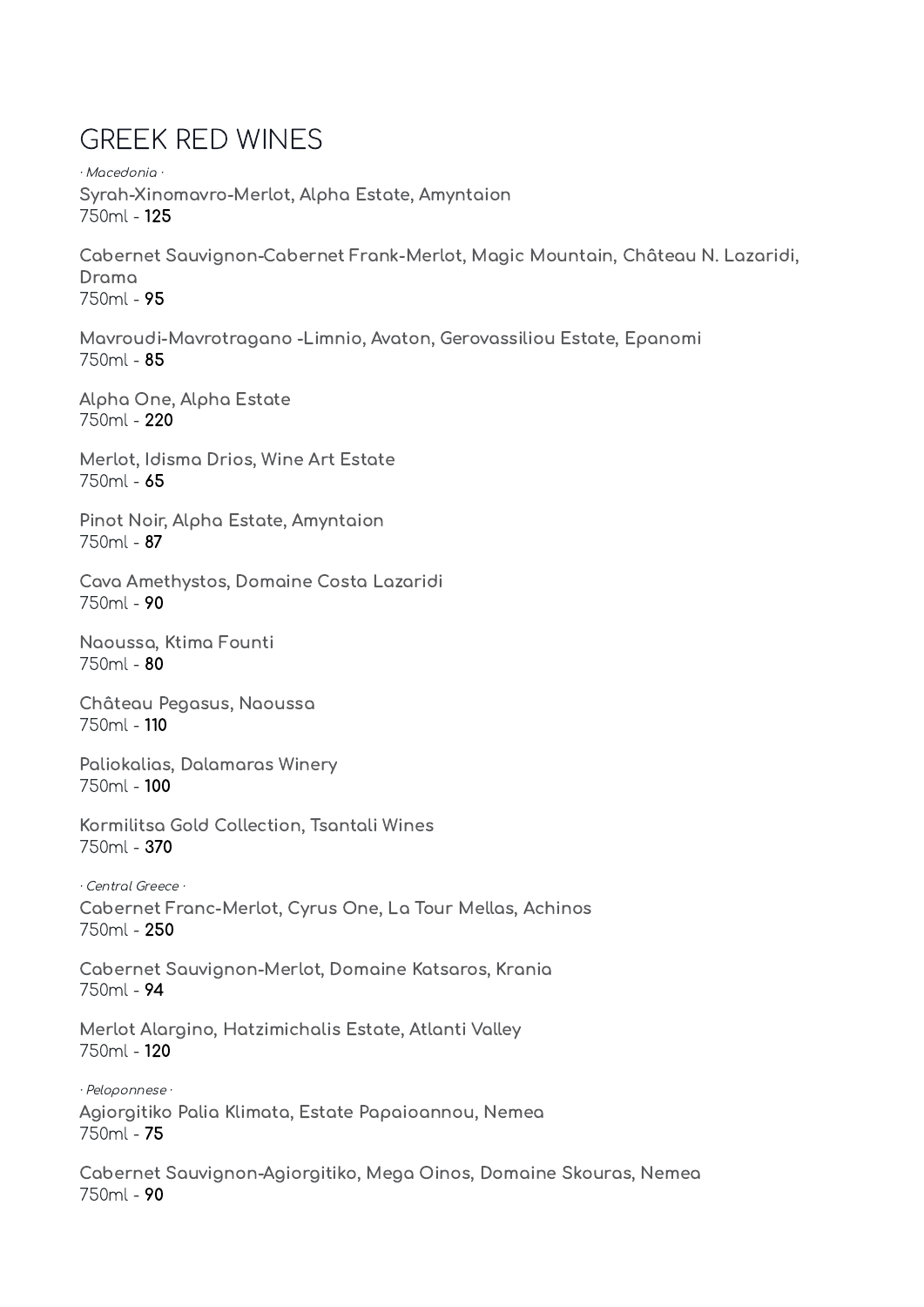# GREEK RED WINES

*· Macedonia ·*

**Syrah-Xinomavro-Merlot, Alpha Estate, Amyntaion**
750ml - **125**

**Cabernet Sauvignon-Cabernet Frank-Merlot, Magic Mountain, Château N. Lazaridi, Drama**
750ml - **95**

**Mavroudi-Mavrotragano -Limnio, Avaton, Gerovassiliou Estate, Epanomi**
750ml - **85**

**Alpha One, Alpha Estate**
750ml - **220**

**Merlot, Idisma Drios, Wine Art Estate**
750ml - **65**

**Pinot Noir, Alpha Estate, Amyntaion**
750ml - **87**

**Cava Amethystos, Domaine Costa Lazaridi**
750ml - **90**

**Naoussa, Ktima Founti**
750ml - **80**

**Château Pegasus, Naoussa**
750ml - **110**

**Paliokalias, Dalamaras Winery**
750ml - **100**

**Kormilitsa Gold Collection, Tsantali Wines**
750ml - **370**

*· Central Greece ·*

**Cabernet Franc-Merlot, Cyrus One, La Tour Mellas, Achinos**
750ml - **250**

**Cabernet Sauvignon-Merlot, Domaine Katsaros, Krania**
750ml - **94**

**Merlot Alargino, Hatzimichalis Estate, Atlanti Valley**
750ml - **120**

*· Peloponnese ·*

**Agiorgitiko Palia Klimata, Estate Papaioannou, Nemea**
750ml - **75**

**Cabernet Sauvignon-Agiorgitiko, Mega Oinos, Domaine Skouras, Nemea**
750ml - **90**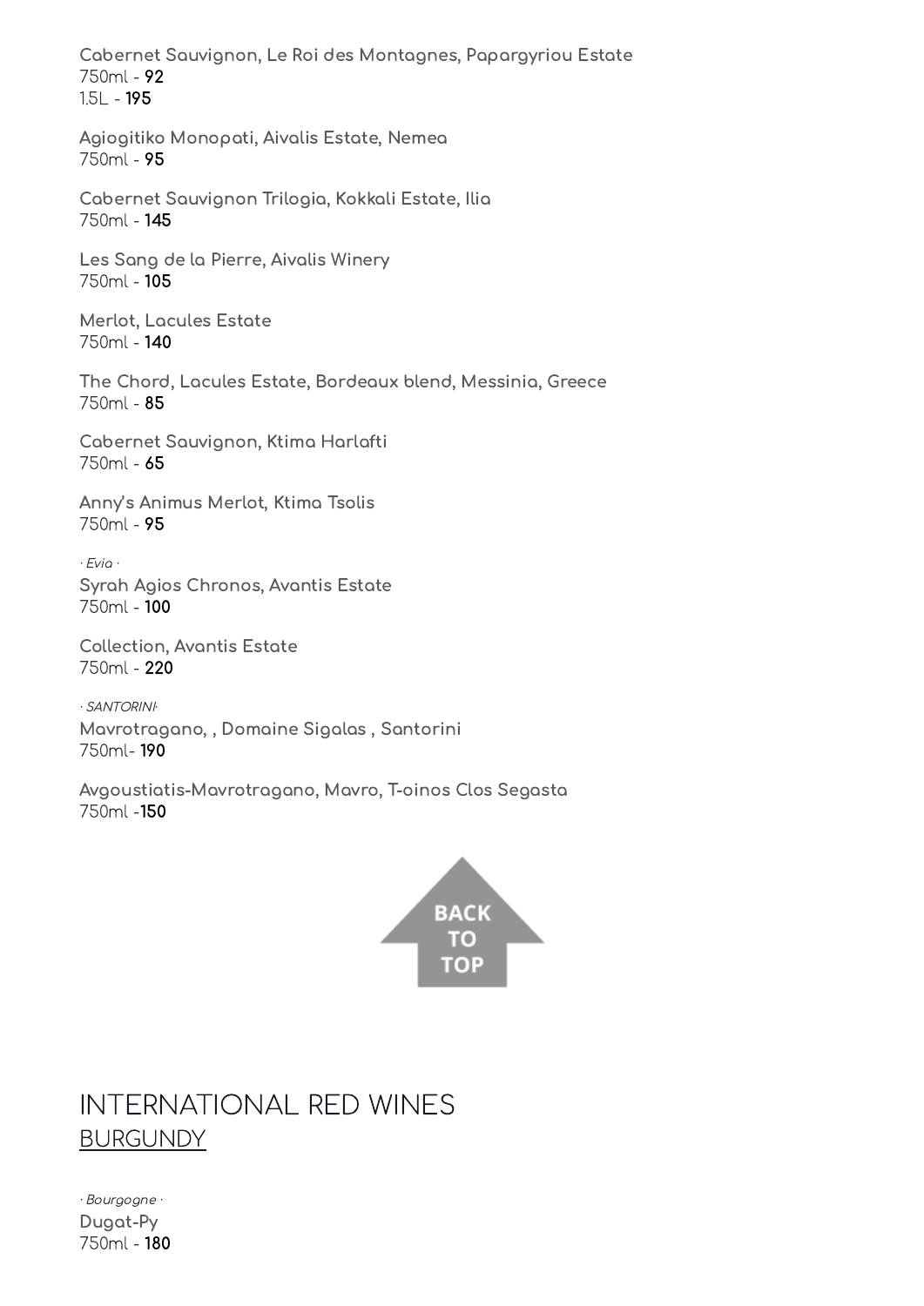**Cabernet Sauvignon, Le Roi des Montagnes, Papargyriou Estate**
750ml - **92**
1.5L - **195**

**Agiogitiko Monopati, Aivalis Estate, Nemea**
750ml - **95**

**Cabernet Sauvignon Trilogia, Kokkali Estate, Ilia**
750ml - **145**

**Les Sang de la Pierre, Aivalis Winery**
750ml - **105**

**Merlot, Lacules Estate**
750ml - **140**

**The Chord, Lacules Estate, Bordeaux blend, Messinia, Greece**
750ml - **85**

**Cabernet Sauvignon, Ktima Harlafti**
750ml - **65**

**Anny's Animus Merlot, Ktima Tsolis**
750ml - **95**

*· Evia ·*

**Syrah Agios Chronos, Avantis Estate**
750ml - **100**

**Collection, Avantis Estate**
750ml - **220**

*· SANTORINI·*

**Mavrotragano, , Domaine Sigalas , Santorini**
750ml- **190**

**Avgoustiatis-Mavrotragano, Mavro, T-oinos Clos Segasta**
750ml -**150**

BACK TO TOP

# INTERNATIONAL RED WINES

## BURGUNDY

*· Bourgogne ·*

**Dugat-Py**
750ml - **180**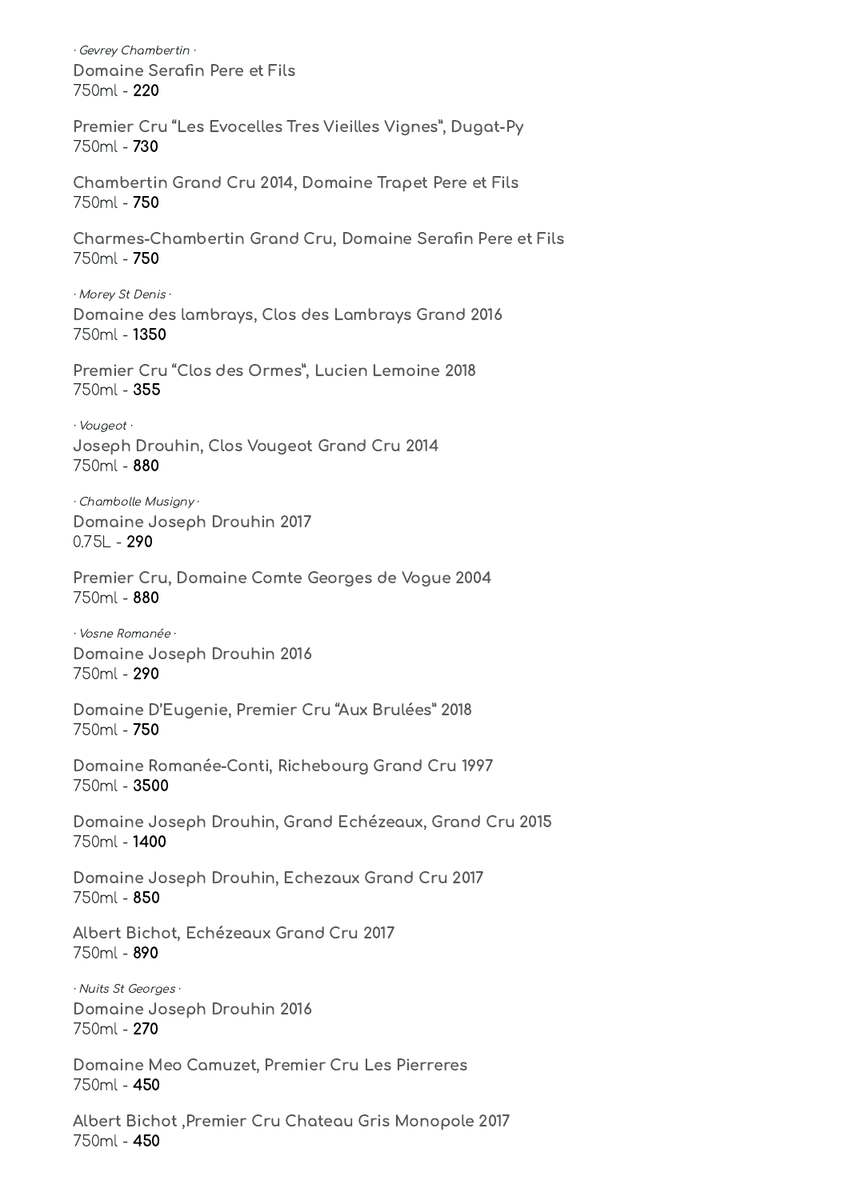*· Gevrey Chambertin ·*

**Domaine Serafin Pere et Fils**
750ml - **220**

**Premier Cru "Les Evocelles Tres Vieilles Vignes", Dugat-Py**
750ml - **730**

**Chambertin Grand Cru 2014, Domaine Trapet Pere et Fils**
750ml - **750**

**Charmes-Chambertin Grand Cru, Domaine Serafin Pere et Fils**
750ml - **750**

*· Morey St Denis ·*

**Domaine des lambrays, Clos des Lambrays Grand 2016**
750ml - **1350**

**Premier Cru "Clos des Ormes", Lucien Lemoine 2018**
750ml - **355**

*· Vougeot ·*

**Joseph Drouhin, Clos Vougeot Grand Cru 2014**
750ml - **880**

*· Chambolle Musigny ·*

**Domaine Joseph Drouhin 2017**
0.75L - **290**

**Premier Cru, Domaine Comte Georges de Vogue 2004**
750ml - **880**

*· Vosne Romanée ·*

**Domaine Joseph Drouhin 2016**
750ml - **290**

**Domaine D'Eugenie, Premier Cru "Aux Brulées" 2018**
750ml - **750**

**Domaine Romanée-Conti, Richebourg Grand Cru 1997**
750ml - **3500**

**Domaine Joseph Drouhin, Grand Echézeaux, Grand Cru 2015**
750ml - **1400**

**Domaine Joseph Drouhin, Echezaux Grand Cru 2017**
750ml - **850**

**Albert Bichot, Echézeaux Grand Cru 2017**
750ml - **890**

*· Nuits St Georges ·*

**Domaine Joseph Drouhin 2016**
750ml - **270**

**Domaine Meo Camuzet, Premier Cru Les Pierreres**
750ml - **450**

**Albert Bichot ,Premier Cru Chateau Gris Monopole 2017**
750ml - **450**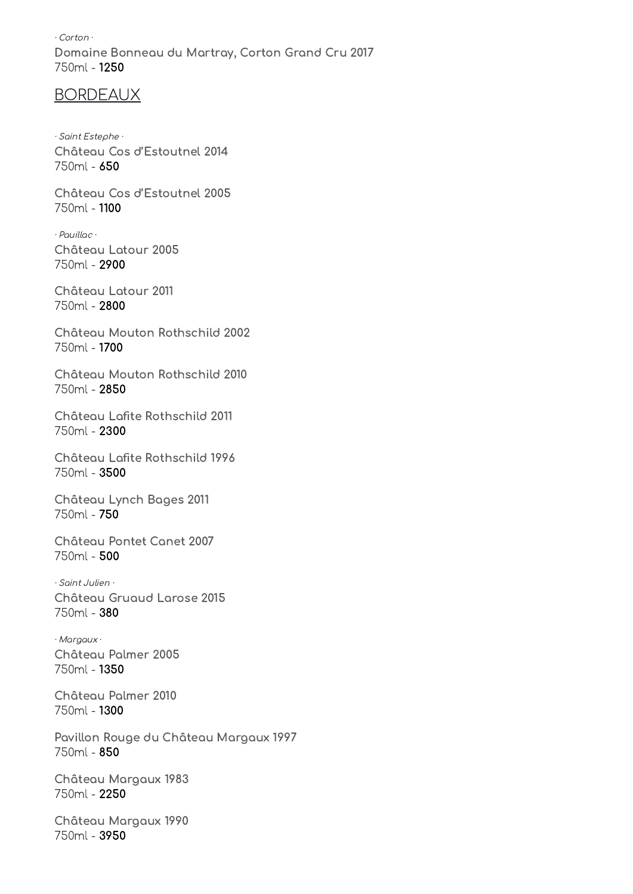*· Corton ·*

**Domaine Bonneau du Martray, Corton Grand Cru 2017**
750ml - **1250**

## BORDEAUX

*· Saint Estephe ·*

**Château Cos d'Estoutnel 2014**
750ml - **650**

**Château Cos d'Estoutnel 2005**
750ml - **1100**

*· Pauillac ·*

**Château Latour 2005**
750ml - **2900**

**Château Latour 2011**
750ml - **2800**

**Château Mouton Rothschild 2002**
750ml - **1700**

**Château Mouton Rothschild 2010**
750ml - **2850**

**Château Lafite Rothschild 2011**
750ml - **2300**

**Château Lafite Rothschild 1996**
750ml - **3500**

**Château Lynch Bages 2011**
750ml - **750**

**Château Pontet Canet 2007**
750ml - **500**

*· Saint Julien ·*

**Château Gruaud Larose 2015**
750ml - **380**

*· Margaux ·*

**Château Palmer 2005**
750ml - **1350**

**Château Palmer 2010**
750ml - **1300**

**Pavillon Rouge du Château Margaux 1997**
750ml - **850**

**Château Margaux 1983**
750ml - **2250**

**Château Margaux 1990**
750ml - **3950**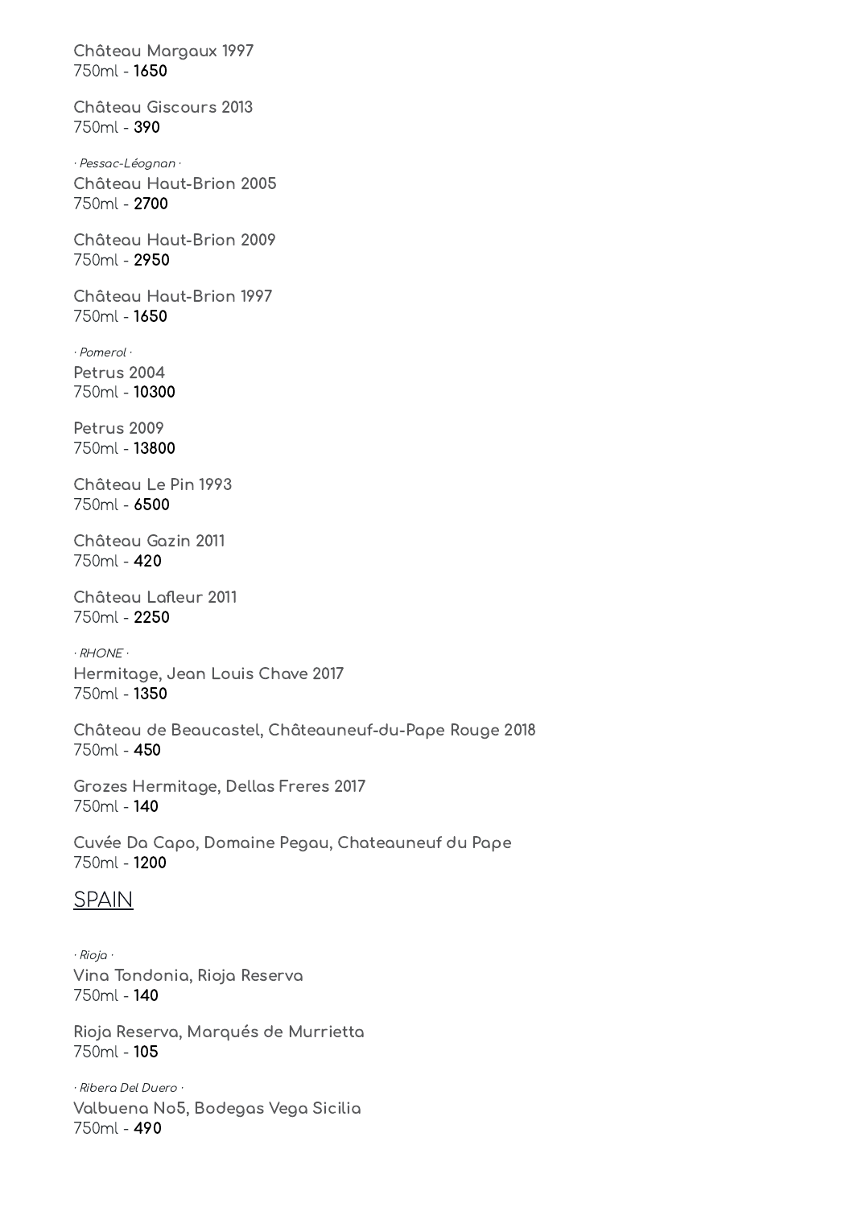**Château Margaux 1997**
750ml - **1650**

**Château Giscours 2013**
750ml - **390**

*· Pessac-Léognan ·*

**Château Haut-Brion 2005**
750ml - **2700**

**Château Haut-Brion 2009**
750ml - **2950**

**Château Haut-Brion 1997**
750ml - **1650**

*· Pomerol ·*

**Petrus 2004**
750ml - **10300**

**Petrus 2009**
750ml - **13800**

**Château Le Pin 1993**
750ml - **6500**

**Château Gazin 2011**
750ml - **420**

**Château Lafleur 2011**
750ml - **2250**

*· RHONE ·*

**Hermitage, Jean Louis Chave 2017**
750ml - **1350**

**Château de Beaucastel, Châteauneuf-du-Pape Rouge 2018**
750ml - **450**

**Grozes Hermitage, Dellas Freres 2017**
750ml - **140**

**Cuvée Da Capo, Domaine Pegau, Chateauneuf du Pape**
750ml - **1200**

## SPAIN

*· Rioja ·*

**Vina Tondonia, Rioja Reserva**
750ml - **140**

**Rioja Reserva, Marqués de Murrietta**
750ml - **105**

*· Ribera Del Duero ·*

**Valbuena No5, Bodegas Vega Sicilia**
750ml - **490**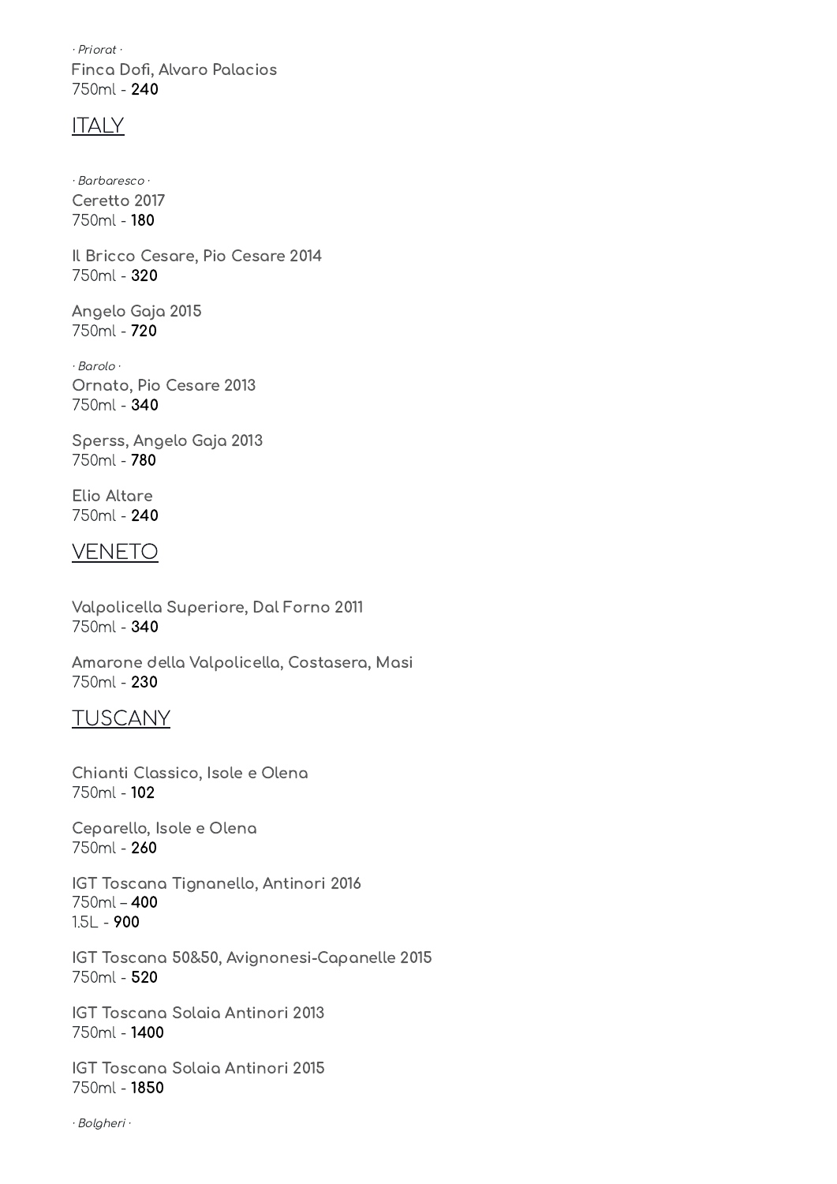*· Priorat ·*
**Finca Dofi, Alvaro Palacios**
750ml - **240**

## ITALY

*· Barbaresco ·*
**Ceretto 2017**
750ml - **180**

**Il Bricco Cesare, Pio Cesare 2014**
750ml - **320**

**Angelo Gaja 2015**
750ml - **720**

*· Barolo ·*
**Ornato, Pio Cesare 2013**
750ml - **340**

**Sperss, Angelo Gaja 2013**
750ml - **780**

**Elio Altare**
750ml - **240**

## VENETO

**Valpolicella Superiore, Dal Forno 2011**
750ml - **340**

**Amarone della Valpolicella, Costasera, Masi**
750ml - **230**

## TUSCANY

**Chianti Classico, Isole e Olena**
750ml - **102**

**Ceparello, Isole e Olena**
750ml - **260**

**IGT Toscana Tignanello, Antinori 2016**
750ml – **400**
1.5L - **900**

**IGT Toscana 50&50, Avignonesi-Capanelle 2015**
750ml - **520**

**IGT Toscana Solaia Antinori 2013**
750ml - **1400**

**IGT Toscana Solaia Antinori 2015**
750ml - **1850**

*· Bolgheri ·*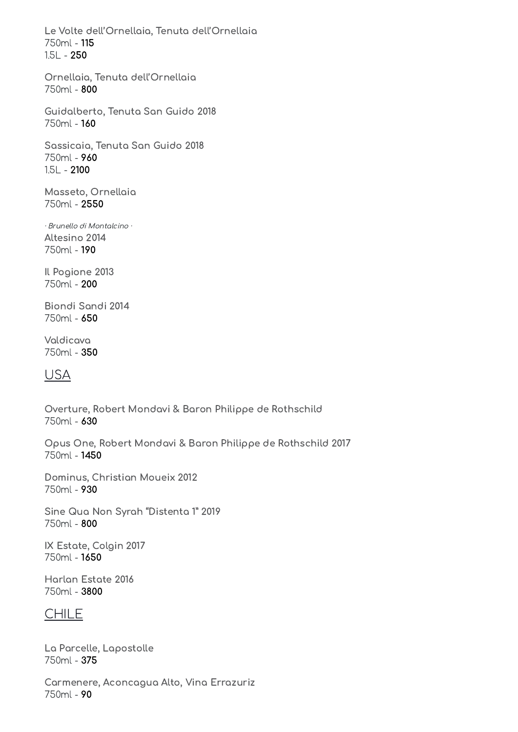**Le Volte dell'Ornellaia, Tenuta dell'Ornellaia**
750ml - **115**
1.5L - **250**

**Ornellaia, Tenuta dell'Ornellaia**
750ml - **800**

**Guidalberto, Tenuta San Guido 2018**
750ml - **160**

**Sassicaia, Tenuta San Guido 2018**
750ml - **960**
1.5L - **2100**

**Masseto, Ornellaia**
750ml - **2550**

*· Brunello di Montalcino ·*

**Altesino 2014**
750ml - **190**

**Il Pogione 2013**
750ml - **200**

**Biondi Sandi 2014**
750ml - **650**

**Valdicava**
750ml - **350**

## USA

**Overture, Robert Mondavi & Baron Philippe de Rothschild**
750ml - **630**

**Opus One, Robert Mondavi & Baron Philippe de Rothschild 2017**
750ml - **1450**

**Dominus, Christian Moueix 2012**
750ml - **930**

**Sine Qua Non Syrah "Distenta 1" 2019**
750ml - **800**

**IX Estate, Colgin 2017**
750ml - **1650**

**Harlan Estate 2016**
750ml - **3800**

## CHILE

**La Parcelle, Lapostolle**
750ml - **375**

**Carmenere, Aconcagua Alto, Vina Errazuriz**
750ml - **90**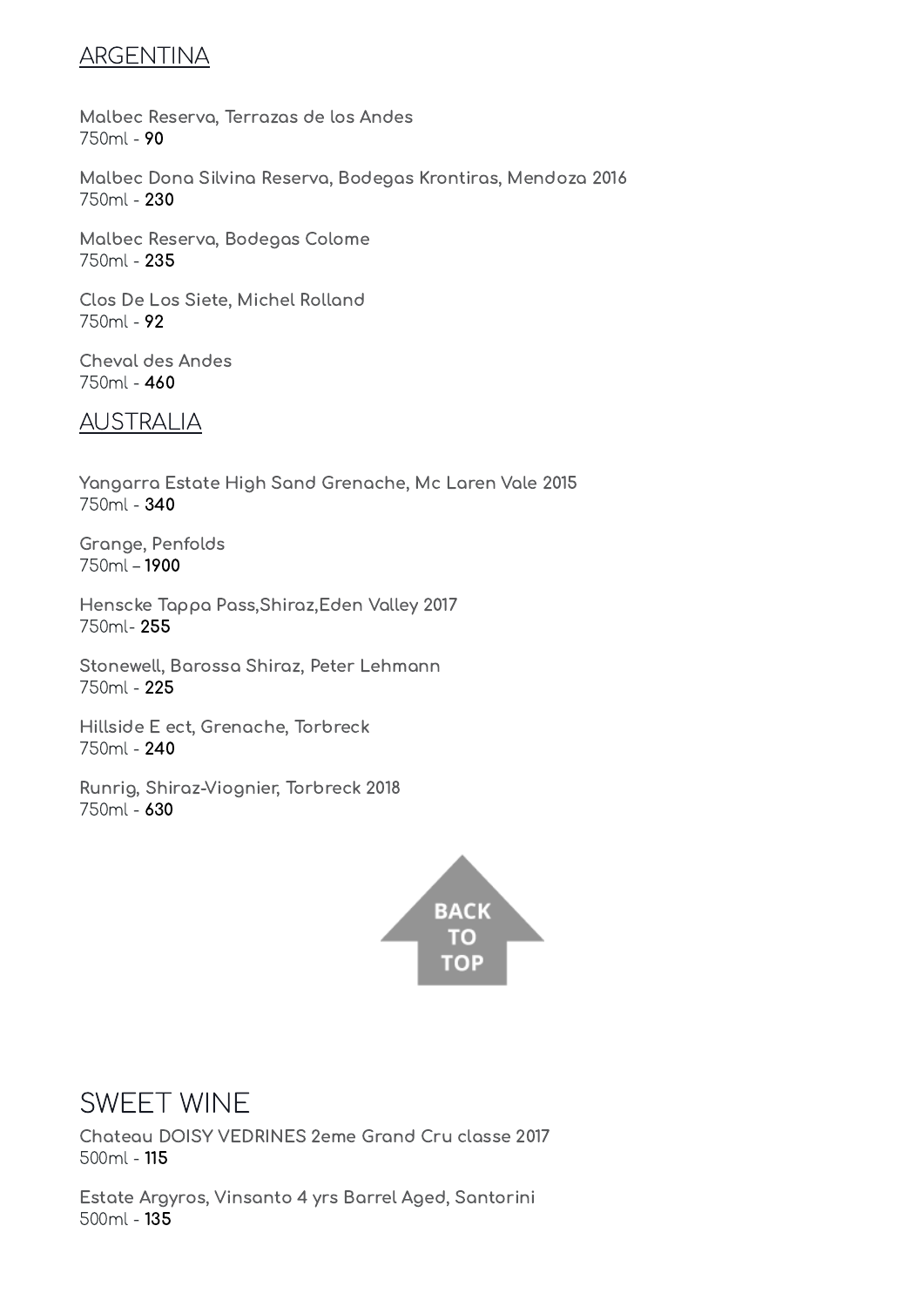## ARGENTINA

**Malbec Reserva, Terrazas de los Andes**
750ml - **90**

**Malbec Dona Silvina Reserva, Bodegas Krontiras, Mendoza 2016**
750ml - **230**

**Malbec Reserva, Bodegas Colome**
750ml - **235**

**Clos De Los Siete, Michel Rolland**
750ml - **92**

**Cheval des Andes**
750ml - **460**

## AUSTRALIA

**Yangarra Estate High Sand Grenache, Mc Laren Vale 2015**
750ml - **340**

**Grange, Penfolds**
750ml – **1900**

**Henscke Tappa Pass,Shiraz,Eden Valley 2017**
750ml- **255**

**Stonewell, Barossa Shiraz, Peter Lehmann**
750ml - **225**

**Hillside E ect, Grenache, Torbreck**
750ml - **240**

**Runrig, Shiraz-Viognier, Torbreck 2018**
750ml - **630**

BACK TO TOP

# SWEET WINE

**Chateau DOISY VEDRINES 2eme Grand Cru classe 2017**
500ml - **115**

**Estate Argyros, Vinsanto 4 yrs Barrel Aged, Santorini**
500ml - **135**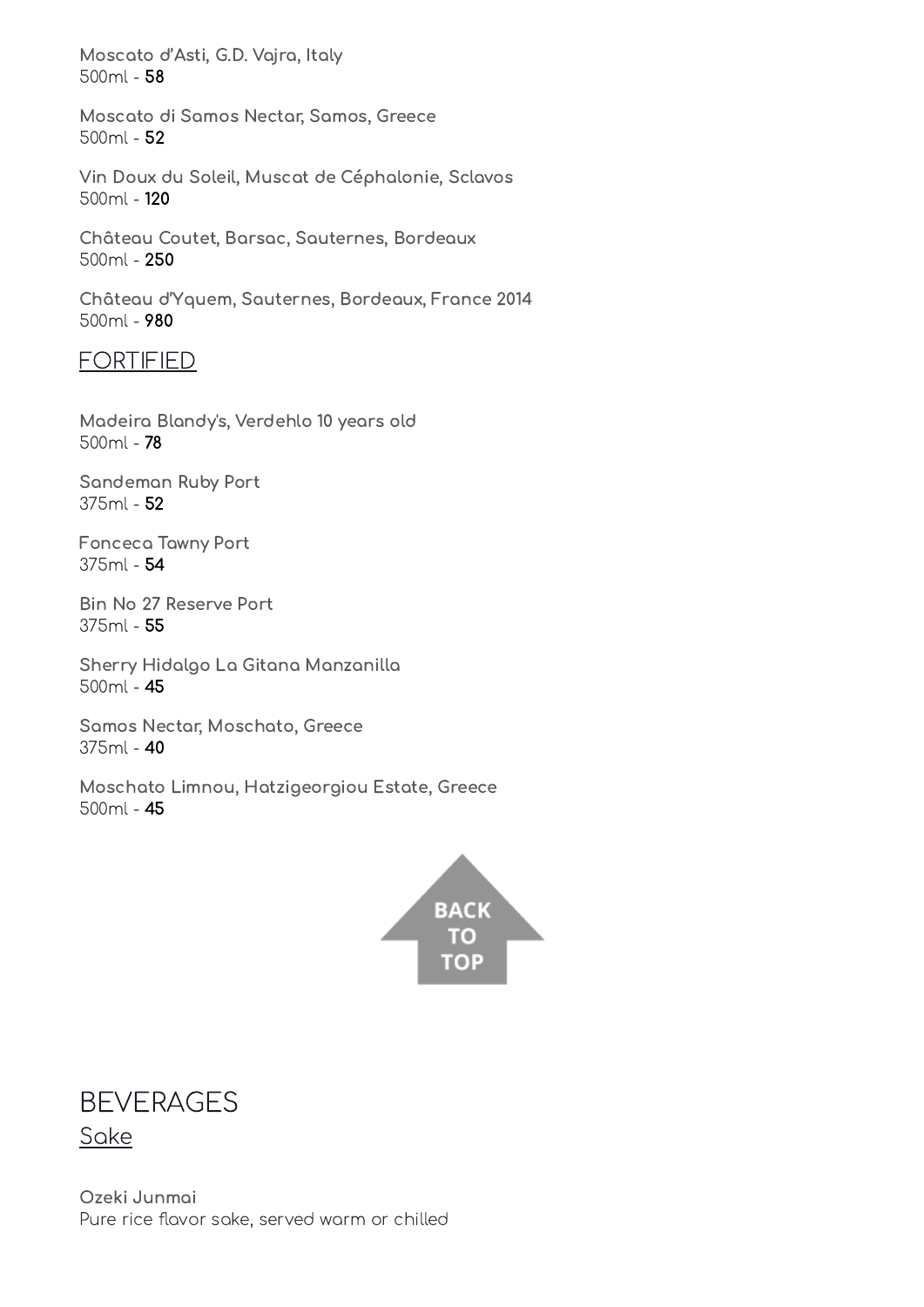**Moscato d'Asti, G.D. Vajra, Italy**
500ml - 58

**Moscato di Samos Nectar, Samos, Greece**
500ml - 52

**Vin Doux du Soleil, Muscat de Céphalonie, Sclavos**
500ml - 120

**Château Coutet, Barsac, Sauternes, Bordeaux**
500ml - 250

**Château d'Yquem, Sauternes, Bordeaux, France 2014**
500ml - 980

## FORTIFIED

**Madeira Blandy's, Verdehlo 10 years old**
500ml - 78

**Sandeman Ruby Port**
375ml - 52

**Fonceca Tawny Port**
375ml - 54

**Bin No 27 Reserve Port**
375ml - 55

**Sherry Hidalgo La Gitana Manzanilla**
500ml - 45

**Samos Nectar, Moschato, Greece**
375ml - 40

**Moschato Limnou, Hatzigeorgiou Estate, Greece**
500ml - 45

BACK TO TOP

# BEVERAGES

## Sake

**Ozeki Junmai**
Pure rice flavor sake, served warm or chilled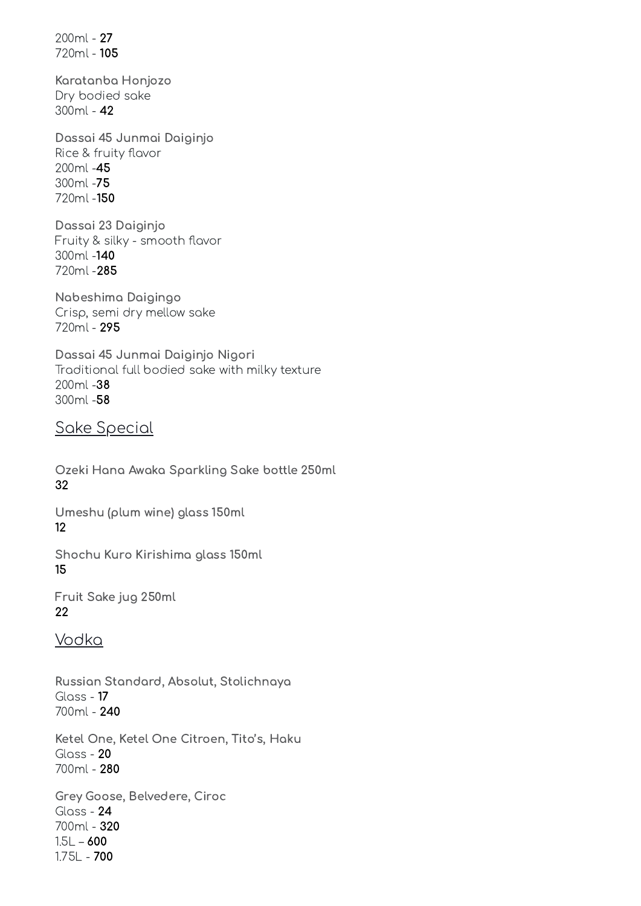200ml - **27**
720ml - **105**

**Karatanba Honjozo**
Dry bodied sake
300ml - **42**

**Dassai 45 Junmai Daiginjo**
Rice & fruity flavor
200ml -**45**
300ml -**75**
720ml -**150**

**Dassai 23 Daiginjo**
Fruity & silky - smooth flavor
300ml -**140**
720ml -**285**

**Nabeshima Daigingo**
Crisp, semi dry mellow sake
720ml - **295**

**Dassai 45 Junmai Daiginjo Nigori**
Traditional full bodied sake with milky texture
200ml -**38**
300ml -**58**

## Sake Special

**Ozeki Hana Awaka Sparkling Sake bottle 250ml**
**32**

**Umeshu (plum wine) glass 150ml**
**12**

**Shochu Kuro Kirishima glass 150ml**
**15**

**Fruit Sake jug 250ml**
**22**

## Vodka

**Russian Standard, Absolut, Stolichnaya**
Glass - **17**
700ml - **240**

**Ketel One, Ketel One Citroen, Tito's, Haku**
Glass - **20**
700ml - **280**

**Grey Goose, Belvedere, Ciroc**
Glass - **24**
700ml - **320**
1.5L – **600**
1.75L - **700**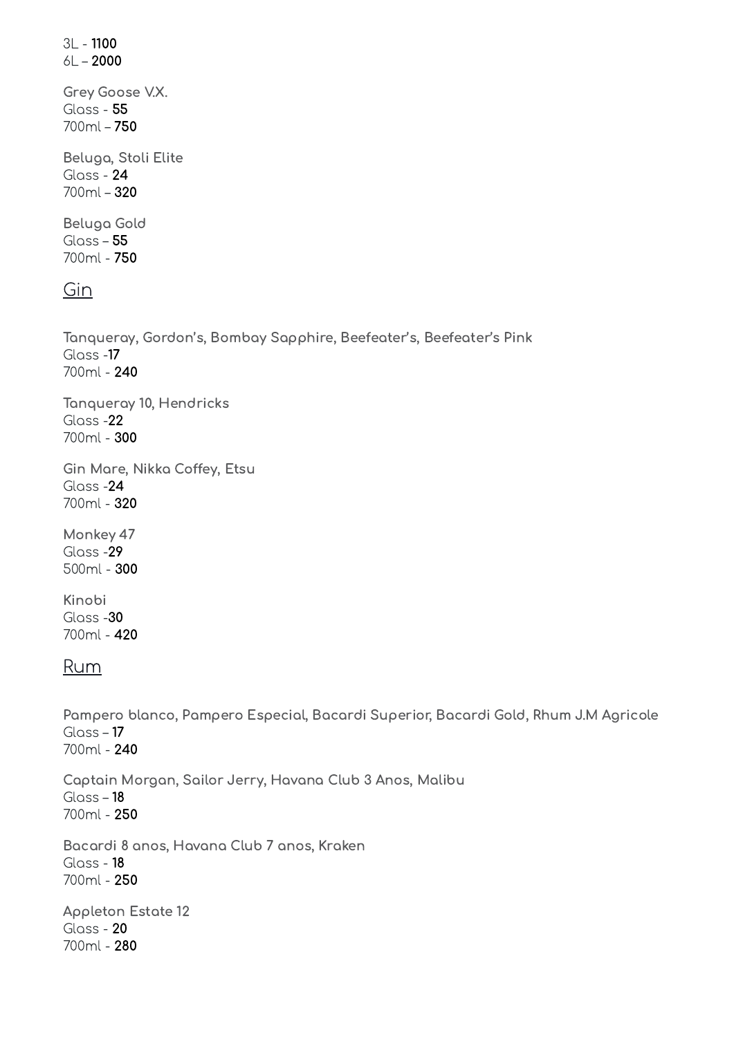3L - **1100**
6L – **2000**

**Grey Goose V.X.**
Glass - **55**
700ml – **750**

**Beluga, Stoli Elite**
Glass - **24**
700ml – **320**

**Beluga Gold**
Glass – **55**
700ml - **750**

## Gin

**Tanqueray, Gordon's, Bombay Sapphire, Beefeater's, Beefeater's Pink**
Glass -**17**
700ml - **240**

**Tanqueray 10, Hendricks**
Glass -**22**
700ml - **300**

**Gin Mare, Nikka Coffey, Etsu**
Glass -**24**
700ml - **320**

**Monkey 47**
Glass -**29**
500ml - **300**

**Kinobi**
Glass -**30**
700ml - **420**

## Rum

**Pampero blanco, Pampero Especial, Bacardi Superior, Bacardi Gold, Rhum J.M Agricole**
Glass – **17**
700ml - **240**

**Captain Morgan, Sailor Jerry, Havana Club 3 Anos, Malibu**
Glass – **18**
700ml - **250**

**Bacardi 8 anos, Havana Club 7 anos, Kraken**
Glass - **18**
700ml - **250**

**Appleton Estate 12**
Glass - **20**
700ml - **280**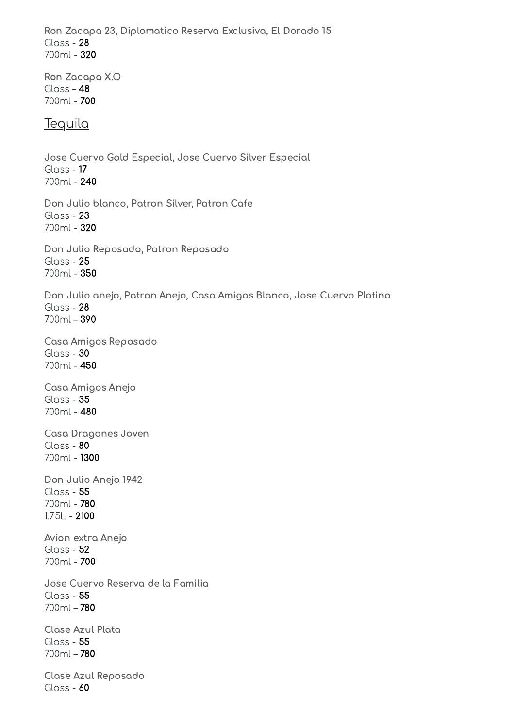**Ron Zacapa 23, Diplomatico Reserva Exclusiva, El Dorado 15**
Glass - **28**
700ml - **320**

**Ron Zacapa X.O**
Glass – **48**
700ml - **700**

## Tequila

**Jose Cuervo Gold Especial, Jose Cuervo Silver Especial**
Glass - **17**
700ml - **240**

**Don Julio blanco, Patron Silver, Patron Cafe**
Glass - **23**
700ml - **320**

**Don Julio Reposado, Patron Reposado**
Glass - **25**
700ml - **350**

**Don Julio anejo, Patron Anejo, Casa Amigos Blanco, Jose Cuervo Platino**
Glass - **28**
700ml – **390**

**Casa Amigos Reposado**
Glass - **30**
700ml - **450**

**Casa Amigos Anejo**
Glass - **35**
700ml - **480**

**Casa Dragones Joven**
Glass - **80**
700ml - **1300**

**Don Julio Anejo 1942**
Glass - **55**
700ml - **780**
1.75L - **2100**

**Avion extra Anejo**
Glass - **52**
700ml - **700**

**Jose Cuervo Reserva de la Familia**
Glass - **55**
700ml – **780**

**Clase Azul Plata**
Glass - **55**
700ml – **780**

**Clase Azul Reposado**
Glass - **60**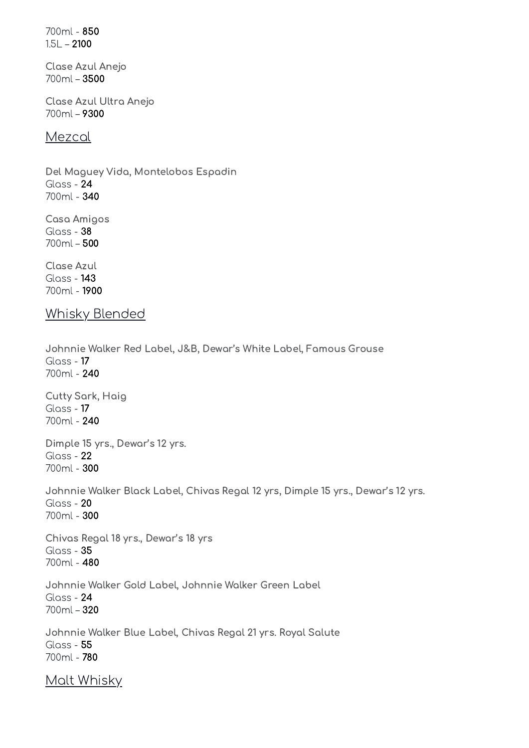700ml - **850**
1.5L – **2100**

**Clase Azul Anejo**
700ml – **3500**

**Clase Azul Ultra Anejo**
700ml – **9300**

## Mezcal

**Del Maguey Vida, Montelobos Espadin**
Glass - **24**
700ml - **340**

**Casa Amigos**
Glass - **38**
700ml – **500**

**Clase Azul**
Glass - **143**
700ml - **1900**

## Whisky Blended

**Johnnie Walker Red Label, J&B, Dewar's White Label, Famous Grouse**
Glass - **17**
700ml - **240**

**Cutty Sark, Haig**
Glass - **17**
700ml - **240**

**Dimple 15 yrs., Dewar's 12 yrs.**
Glass - **22**
700ml - **300**

**Johnnie Walker Black Label, Chivas Regal 12 yrs, Dimple 15 yrs., Dewar's 12 yrs.**
Glass - **20**
700ml - **300**

**Chivas Regal 18 yrs., Dewar's 18 yrs**
Glass - **35**
700ml - **480**

**Johnnie Walker Gold Label, Johnnie Walker Green Label**
Glass - **24**
700ml – **320**

**Johnnie Walker Blue Label, Chivas Regal 21 yrs. Royal Salute**
Glass - **55**
700ml - **780**

## Malt Whisky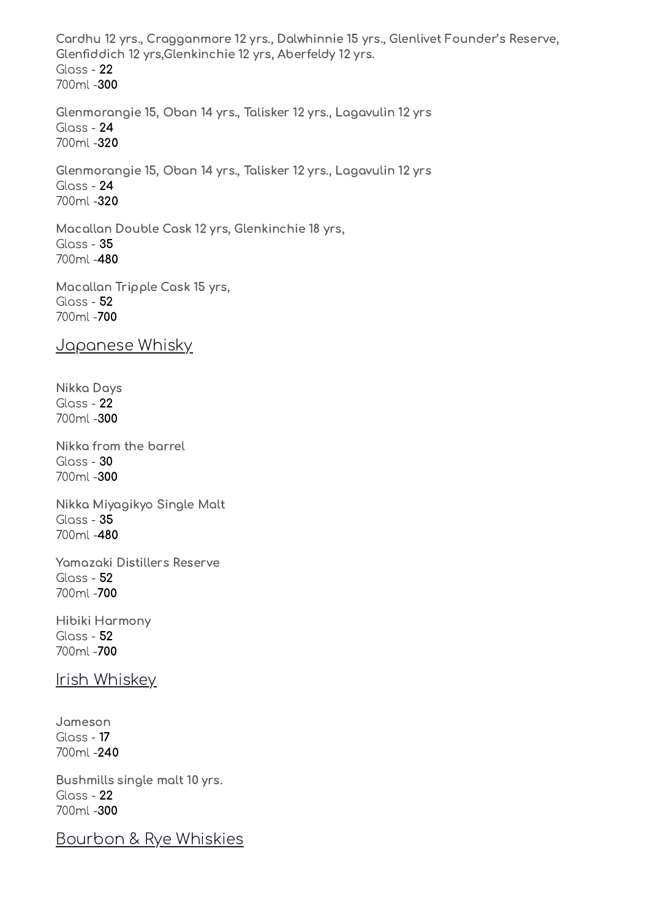**Cardhu 12 yrs., Cragganmore 12 yrs., Dalwhinnie 15 yrs., Glenlivet Founder's Reserve, Glenfiddich 12 yrs,Glenkinchie 12 yrs, Aberfeldy 12 yrs.**
Glass - **22**
700ml -**300**

**Glenmorangie 15, Oban 14 yrs., Talisker 12 yrs., Lagavulin 12 yrs**
Glass - **24**
700ml -**320**

**Glenmorangie 15, Oban 14 yrs., Talisker 12 yrs., Lagavulin 12 yrs**
Glass - **24**
700ml -**320**

**Macallan Double Cask 12 yrs, Glenkinchie 18 yrs,**
Glass - **35**
700ml -**480**

**Macallan Tripple Cask 15 yrs,**
Glass - **52**
700ml -**700**

## Japanese Whisky

**Nikka Days**
Glass - **22**
700ml -**300**

**Nikka from the barrel**
Glass - **30**
700ml -**300**

**Nikka Miyagikyo Single Malt**
Glass - **35**
700ml -**480**

**Yamazaki Distillers Reserve**
Glass - **52**
700ml -**700**

**Hibiki Harmony**
Glass - **52**
700ml -**700**

## Irish Whiskey

**Jameson**
Glass - **17**
700ml -**240**

**Bushmills single malt 10 yrs.**
Glass - **22**
700ml -**300**

## Bourbon & Rye Whiskies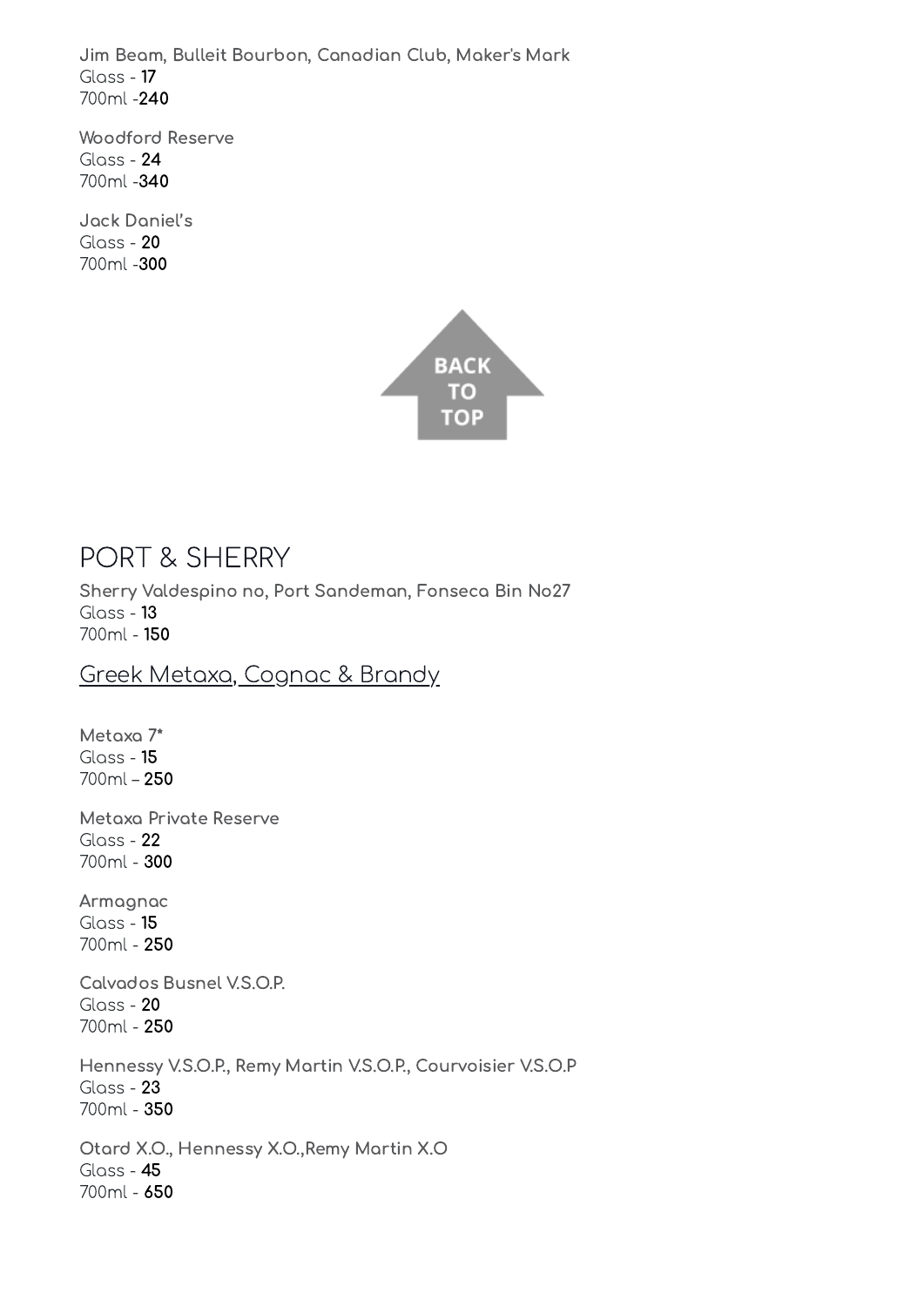**Jim Beam, Bulleit Bourbon, Canadian Club, Maker's Mark**
Glass - **17**
700ml -**240**

**Woodford Reserve**
Glass - **24**
700ml -**340**

**Jack Daniel's**
Glass - **20**
700ml -**300**

BACK TO TOP

# PORT & SHERRY

**Sherry Valdespino no, Port Sandeman, Fonseca Bin No27**
Glass - **13**
700ml - **150**

## Greek Metaxa, Cognac & Brandy

**Metaxa 7***
Glass - **15**
700ml – **250**

**Metaxa Private Reserve**
Glass - **22**
700ml - **300**

**Armagnac**
Glass - **15**
700ml - **250**

**Calvados Busnel V.S.O.P.**
Glass - **20**
700ml - **250**

**Hennessy V.S.O.P., Remy Martin V.S.O.P., Courvoisier V.S.O.P**
Glass - **23**
700ml - **350**

**Otard X.O., Hennessy X.O.,Remy Martin X.O**
Glass - **45**
700ml - **650**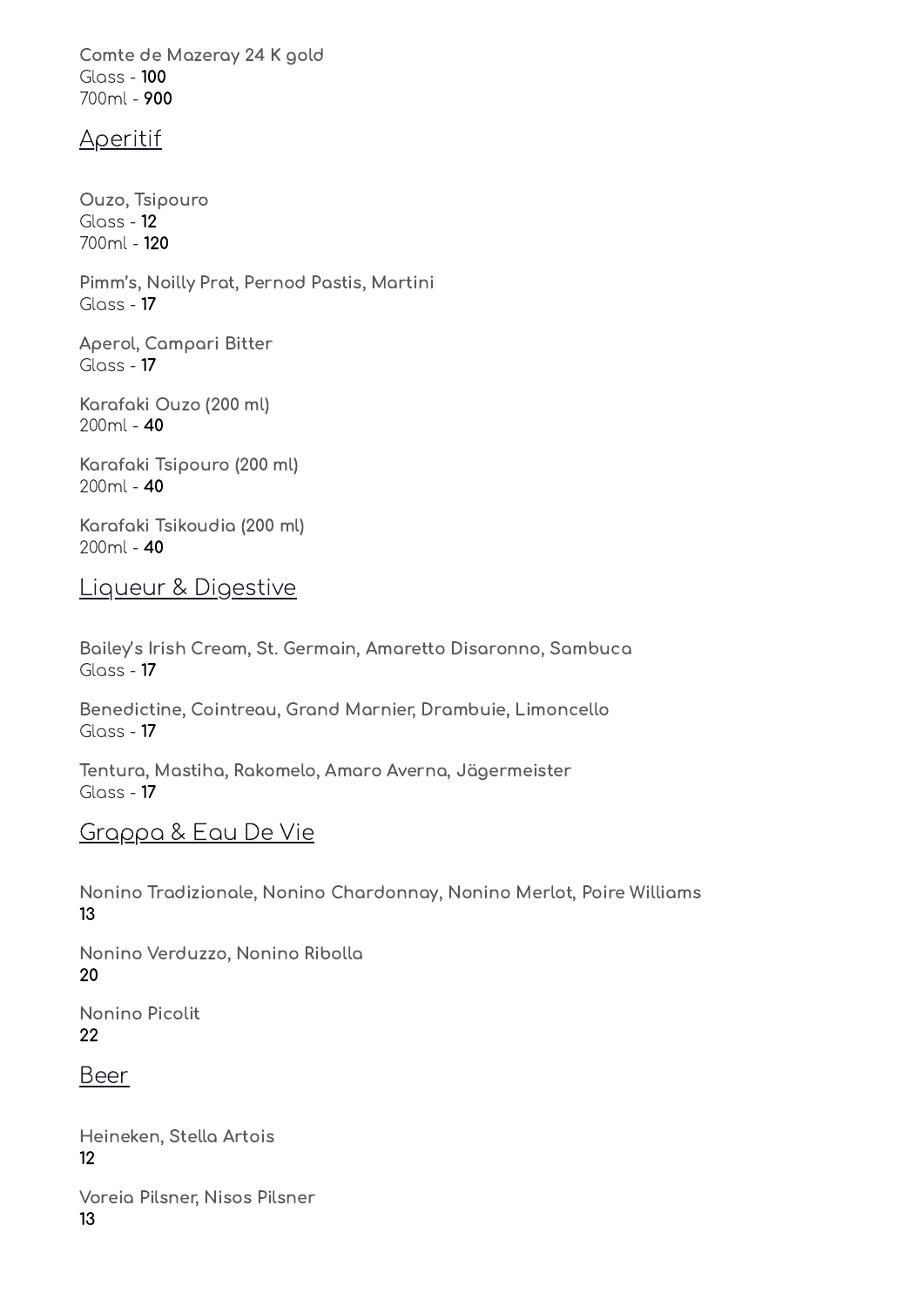**Comte de Mazeray 24 K gold**
Glass - **100**
700ml - **900**

## Aperitif

**Ouzo, Tsipouro**
Glass - **12**
700ml - **120**

**Pimm's, Noilly Prat, Pernod Pastis, Martini**
Glass - **17**

**Aperol, Campari Bitter**
Glass - **17**

**Karafaki Ouzo (200 ml)**
200ml - **40**

**Karafaki Tsipouro (200 ml)**
200ml - **40**

**Karafaki Tsikoudia (200 ml)**
200ml - **40**

## Liqueur & Digestive

**Bailey's Irish Cream, St. Germain, Amaretto Disaronno, Sambuca**
Glass - **17**

**Benedictine, Cointreau, Grand Marnier, Drambuie, Limoncello**
Glass - **17**

**Tentura, Mastiha, Rakomelo, Amaro Averna, Jägermeister**
Glass - **17**

## Grappa & Eau De Vie

**Nonino Tradizionale, Nonino Chardonnay, Nonino Merlot, Poire Williams**
**13**

**Nonino Verduzzo, Nonino Ribolla**
**20**

**Nonino Picolit**
**22**

## Beer

**Heineken, Stella Artois**
**12**

**Voreia Pilsner, Nisos Pilsner**
**13**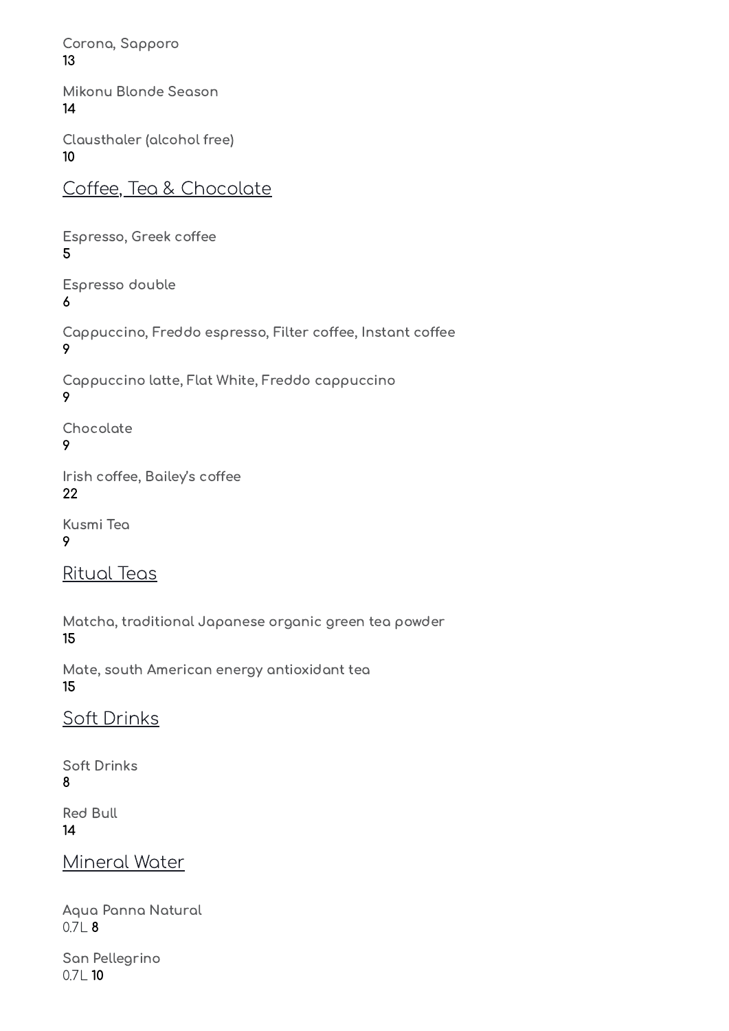**Corona, Sapporo**
13

**Mikonu Blonde Season**
14

**Clausthaler (alcohol free)**
10

## Coffee, Tea & Chocolate

**Espresso, Greek coffee**
5

**Espresso double**
6

**Cappuccino, Freddo espresso, Filter coffee, Instant coffee**
9

**Cappuccino latte, Flat White, Freddo cappuccino**
9

**Chocolate**
9

**Irish coffee, Bailey's coffee**
22

**Kusmi Tea**
9

## Ritual Teas

**Matcha, traditional Japanese organic green tea powder**
15

**Mate, south American energy antioxidant tea**
15

## Soft Drinks

**Soft Drinks**
8

**Red Bull**
14

## Mineral Water

**Aqua Panna Natural**
0.7L 8

**San Pellegrino**
0.7L 10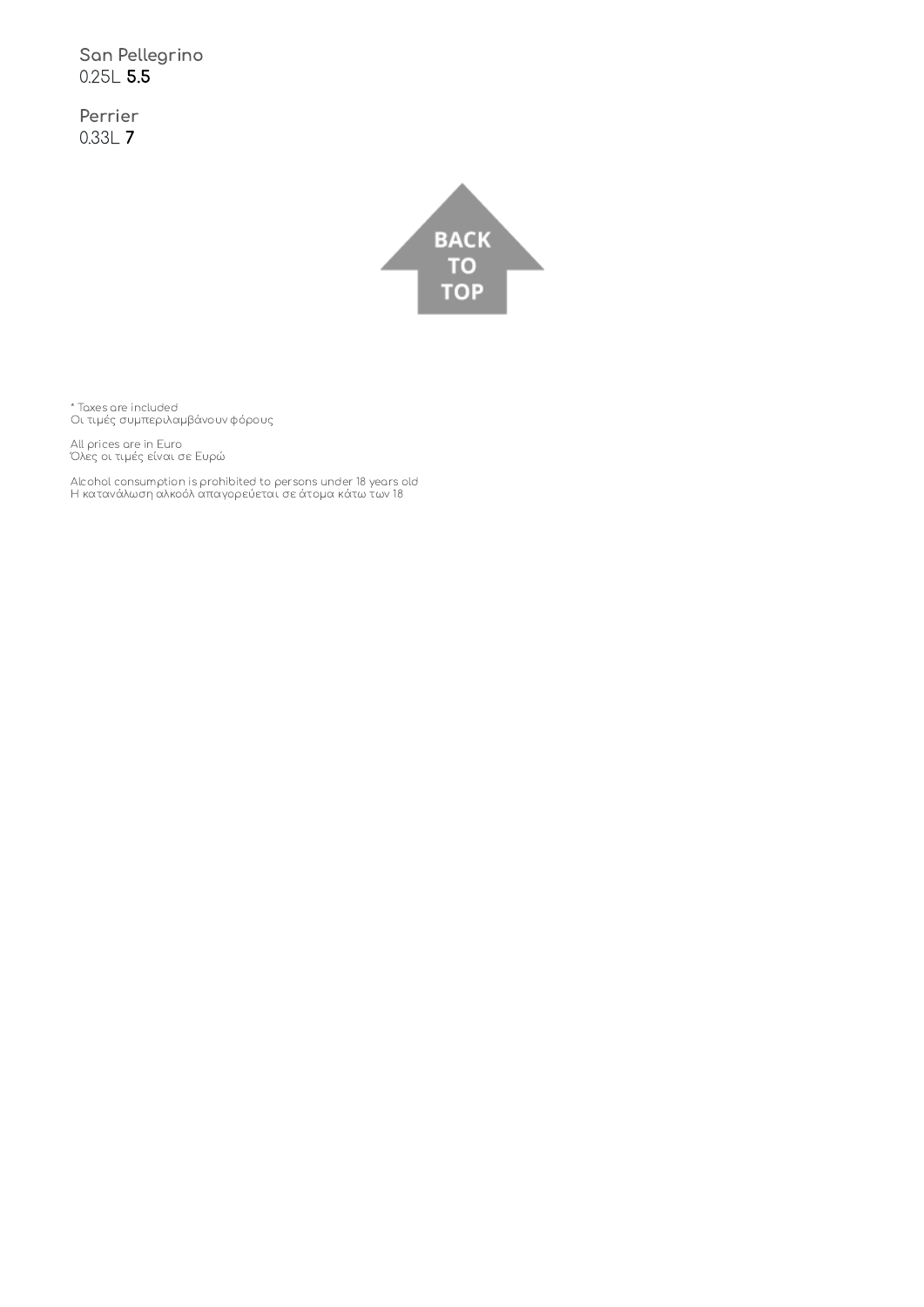**San Pellegrino**
0.25L **5.5**

**Perrier**
0.33L **7**

BACK TO TOP

* Taxes are included
Οι τιμές συμπεριλαμβάνουν φόρους

All prices are in Euro
Όλες οι τιμές είναι σε Ευρώ

Alcohol consumption is prohibited to persons under 18 years old
Η κατανάλωση αλκοόλ απαγορεύεται σε άτομα κάτω των 18